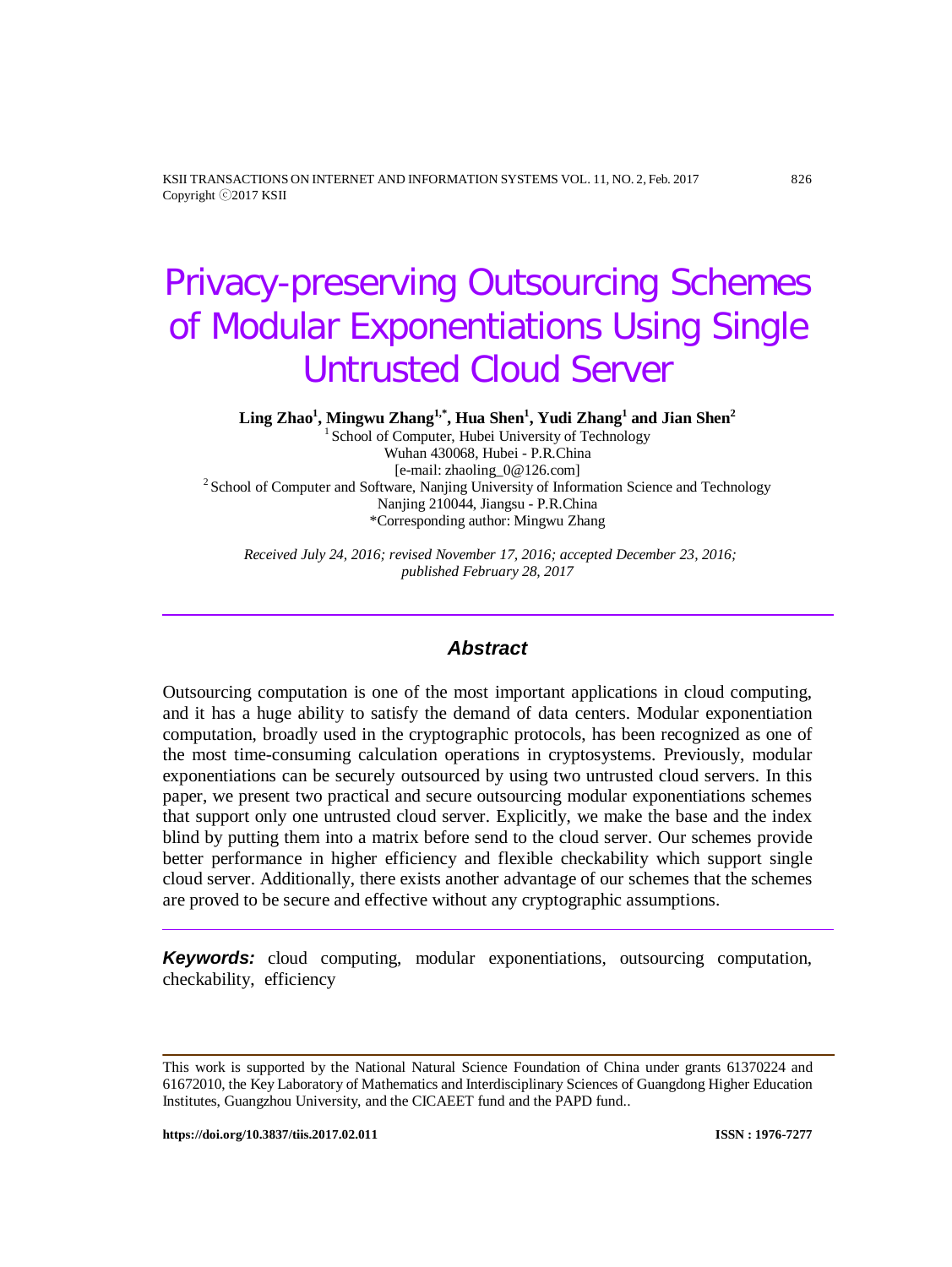# Privacy-preserving Outsourcing Schemes of Modular Exponentiations Using Single Untrusted Cloud Server

**Ling Zhao[1], Mingwu Zhang[1,*], Hua Shen[1], Yudi Zhang[1] and Jian Shen[2]**

[1] School of Computer, Hubei University of Technology
Wuhan 430068, Hubei - P.R.China
[e-mail: zhaoling_0@126.com]
[2] School of Computer and Software, Nanjing University of Information Science and Technology
Nanjing 210044, Jiangsu - P.R.China
*Corresponding author: Mingwu Zhang

*Received July 24, 2016; revised November 17, 2016; accepted December 23, 2016; published February 28, 2017*

## Abstract

Outsourcing computation is one of the most important applications in cloud computing, and it has a huge ability to satisfy the demand of data centers. Modular exponentiation computation, broadly used in the cryptographic protocols, has been recognized as one of the most time-consuming calculation operations in cryptosystems. Previously, modular exponentiations can be securely outsourced by using two untrusted cloud servers. In this paper, we present two practical and secure outsourcing modular exponentiations schemes that support only one untrusted cloud server. Explicitly, we make the base and the index blind by putting them into a matrix before send to the cloud server. Our schemes provide better performance in higher efficiency and flexible checkability which support single cloud server. Additionally, there exists another advantage of our schemes that the schemes are proved to be secure and effective without any cryptographic assumptions.

***Keywords:*** cloud computing, modular exponentiations, outsourcing computation, checkability, efficiency

This work is supported by the National Natural Science Foundation of China under grants 61370224 and 61672010, the Key Laboratory of Mathematics and Interdisciplinary Sciences of Guangdong Higher Education Institutes, Guangzhou University, and the CICAEET fund and the PAPD fund..

**https://doi.org/10.3837/tiis.2017.02.011** **ISSN : 1976-7277**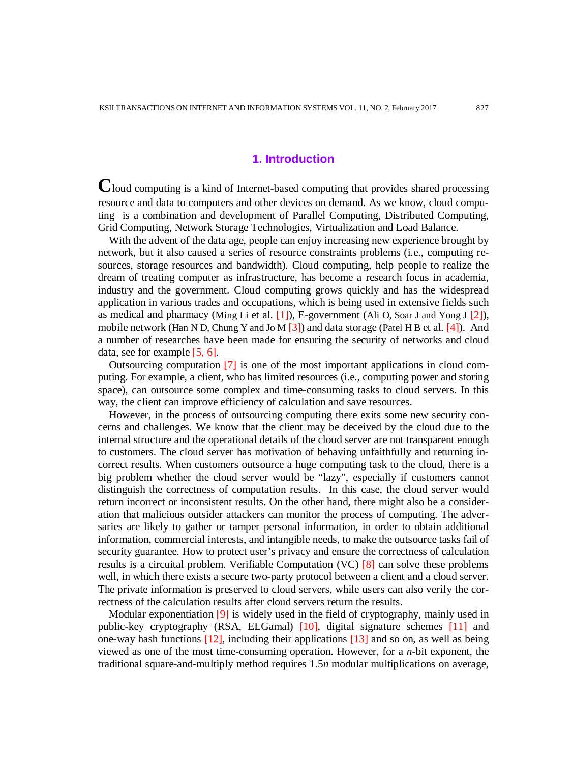# 1. Introduction

Cloud computing is a kind of Internet-based computing that provides shared processing resource and data to computers and other devices on demand. As we know, cloud computing is a combination and development of Parallel Computing, Distributed Computing, Grid Computing, Network Storage Technologies, Virtualization and Load Balance.

With the advent of the data age, people can enjoy increasing new experience brought by network, but it also caused a series of resource constraints problems (i.e., computing resources, storage resources and bandwidth). Cloud computing, help people to realize the dream of treating computer as infrastructure, has become a research focus in academia, industry and the government. Cloud computing grows quickly and has the widespread application in various trades and occupations, which is being used in extensive fields such as medical and pharmacy (Ming Li et al. [1]), E-government (Ali O, Soar J and Yong J [2]), mobile network (Han N D, Chung Y and Jo M [3]) and data storage (Patel H B et al. [4]). And a number of researches have been made for ensuring the security of networks and cloud data, see for example [5, 6].

Outsourcing computation [7] is one of the most important applications in cloud computing. For example, a client, who has limited resources (i.e., computing power and storing space), can outsource some complex and time-consuming tasks to cloud servers. In this way, the client can improve efficiency of calculation and save resources.

However, in the process of outsourcing computing there exits some new security concerns and challenges. We know that the client may be deceived by the cloud due to the internal structure and the operational details of the cloud server are not transparent enough to customers. The cloud server has motivation of behaving unfaithfully and returning incorrect results. When customers outsource a huge computing task to the cloud, there is a big problem whether the cloud server would be "lazy", especially if customers cannot distinguish the correctness of computation results. In this case, the cloud server would return incorrect or inconsistent results. On the other hand, there might also be a consideration that malicious outsider attackers can monitor the process of computing. The adversaries are likely to gather or tamper personal information, in order to obtain additional information, commercial interests, and intangible needs, to make the outsource tasks fail of security guarantee. How to protect user's privacy and ensure the correctness of calculation results is a circuital problem. Verifiable Computation (VC) [8] can solve these problems well, in which there exists a secure two-party protocol between a client and a cloud server. The private information is preserved to cloud servers, while users can also verify the correctness of the calculation results after cloud servers return the results.

Modular exponentiation [9] is widely used in the field of cryptography, mainly used in public-key cryptography (RSA, ELGamal) [10], digital signature schemes [11] and one-way hash functions [12], including their applications [13] and so on, as well as being viewed as one of the most time-consuming operation. However, for a $n$-bit exponent, the traditional square-and-multiply method requires $1.5n$ modular multiplications on average,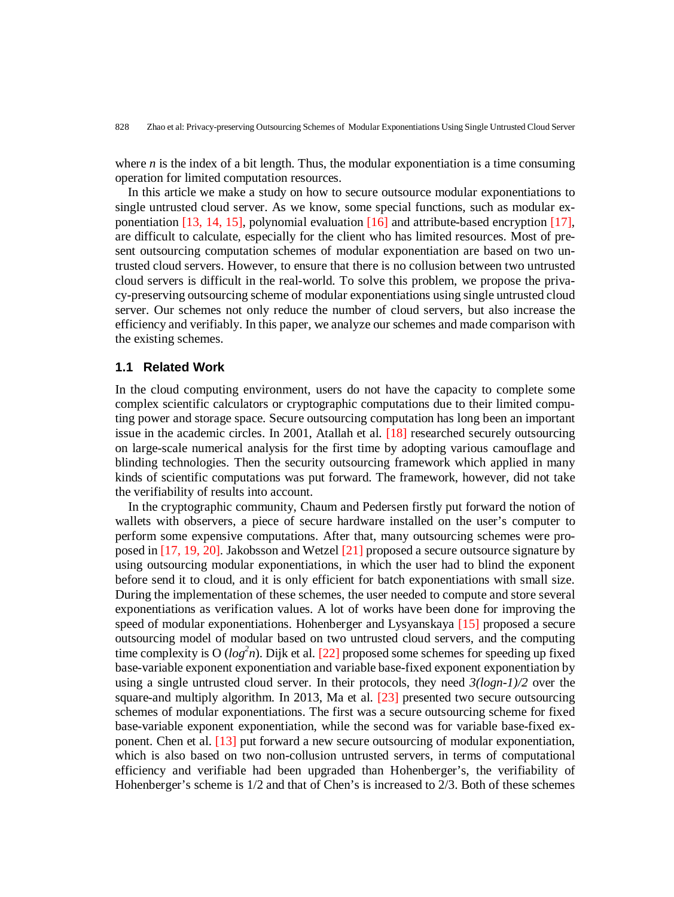where *n* is the index of a bit length. Thus, the modular exponentiation is a time consuming operation for limited computation resources.

In this article we make a study on how to secure outsource modular exponentiations to single untrusted cloud server. As we know, some special functions, such as modular exponentiation [13, 14, 15], polynomial evaluation [16] and attribute-based encryption [17], are difficult to calculate, especially for the client who has limited resources. Most of present outsourcing computation schemes of modular exponentiation are based on two untrusted cloud servers. However, to ensure that there is no collusion between two untrusted cloud servers is difficult in the real-world. To solve this problem, we propose the privacy-preserving outsourcing scheme of modular exponentiations using single untrusted cloud server. Our schemes not only reduce the number of cloud servers, but also increase the efficiency and verifiably. In this paper, we analyze our schemes and made comparison with the existing schemes.

### 1.1 Related Work

In the cloud computing environment, users do not have the capacity to complete some complex scientific calculators or cryptographic computations due to their limited computing power and storage space. Secure outsourcing computation has long been an important issue in the academic circles. In 2001, Atallah et al. [18] researched securely outsourcing on large-scale numerical analysis for the first time by adopting various camouflage and blinding technologies. Then the security outsourcing framework which applied in many kinds of scientific computations was put forward. The framework, however, did not take the verifiability of results into account.

In the cryptographic community, Chaum and Pedersen firstly put forward the notion of wallets with observers, a piece of secure hardware installed on the user's computer to perform some expensive computations. After that, many outsourcing schemes were proposed in [17, 19, 20]. Jakobsson and Wetzel [21] proposed a secure outsource signature by using outsourcing modular exponentiations, in which the user had to blind the exponent before send it to cloud, and it is only efficient for batch exponentiations with small size. During the implementation of these schemes, the user needed to compute and store several exponentiations as verification values. A lot of works have been done for improving the speed of modular exponentiations. Hohenberger and Lysyanskaya [15] proposed a secure outsourcing model of modular based on two untrusted cloud servers, and the computing time complexity is O ($log^2 n$). Dijk et al. [22] proposed some schemes for speeding up fixed base-variable exponent exponentiation and variable base-fixed exponent exponentiation by using a single untrusted cloud server. In their protocols, they need $3(logn-1)/2$ over the square-and multiply algorithm. In 2013, Ma et al. [23] presented two secure outsourcing schemes of modular exponentiations. The first was a secure outsourcing scheme for fixed base-variable exponent exponentiation, while the second was for variable base-fixed exponent. Chen et al. [13] put forward a new secure outsourcing of modular exponentiation, which is also based on two non-collusion untrusted servers, in terms of computational efficiency and verifiable had been upgraded than Hohenberger's, the verifiability of Hohenberger's scheme is 1/2 and that of Chen's is increased to 2/3. Both of these schemes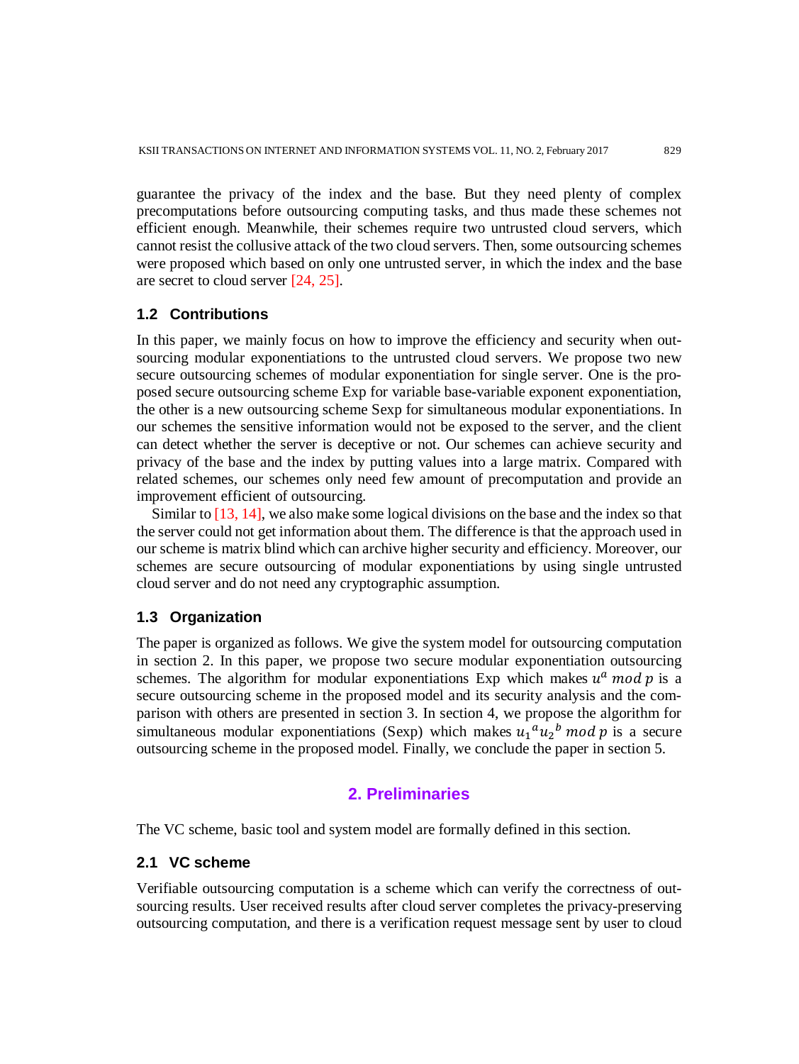guarantee the privacy of the index and the base. But they need plenty of complex precomputations before outsourcing computing tasks, and thus made these schemes not efficient enough. Meanwhile, their schemes require two untrusted cloud servers, which cannot resist the collusive attack of the two cloud servers. Then, some outsourcing schemes were proposed which based on only one untrusted server, in which the index and the base are secret to cloud server [24, 25].

### 1.2 Contributions

In this paper, we mainly focus on how to improve the efficiency and security when outsourcing modular exponentiations to the untrusted cloud servers. We propose two new secure outsourcing schemes of modular exponentiation for single server. One is the proposed secure outsourcing scheme Exp for variable base-variable exponent exponentiation, the other is a new outsourcing scheme Sexp for simultaneous modular exponentiations. In our schemes the sensitive information would not be exposed to the server, and the client can detect whether the server is deceptive or not. Our schemes can achieve security and privacy of the base and the index by putting values into a large matrix. Compared with related schemes, our schemes only need few amount of precomputation and provide an improvement efficient of outsourcing.

Similar to [13, 14], we also make some logical divisions on the base and the index so that the server could not get information about them. The difference is that the approach used in our scheme is matrix blind which can archive higher security and efficiency. Moreover, our schemes are secure outsourcing of modular exponentiations by using single untrusted cloud server and do not need any cryptographic assumption.

### 1.3 Organization

The paper is organized as follows. We give the system model for outsourcing computation in section 2. In this paper, we propose two secure modular exponentiation outsourcing schemes. The algorithm for modular exponentiations Exp which makes $u^a \ mod \ p$ is a secure outsourcing scheme in the proposed model and its security analysis and the comparison with others are presented in section 3. In section 4, we propose the algorithm for simultaneous modular exponentiations (Sexp) which makes ${u_1}^a {u_2}^b \ mod \ p$ is a secure outsourcing scheme in the proposed model. Finally, we conclude the paper in section 5.

## 2. Preliminaries

The VC scheme, basic tool and system model are formally defined in this section.

### 2.1 VC scheme

Verifiable outsourcing computation is a scheme which can verify the correctness of outsourcing results. User received results after cloud server completes the privacy-preserving outsourcing computation, and there is a verification request message sent by user to cloud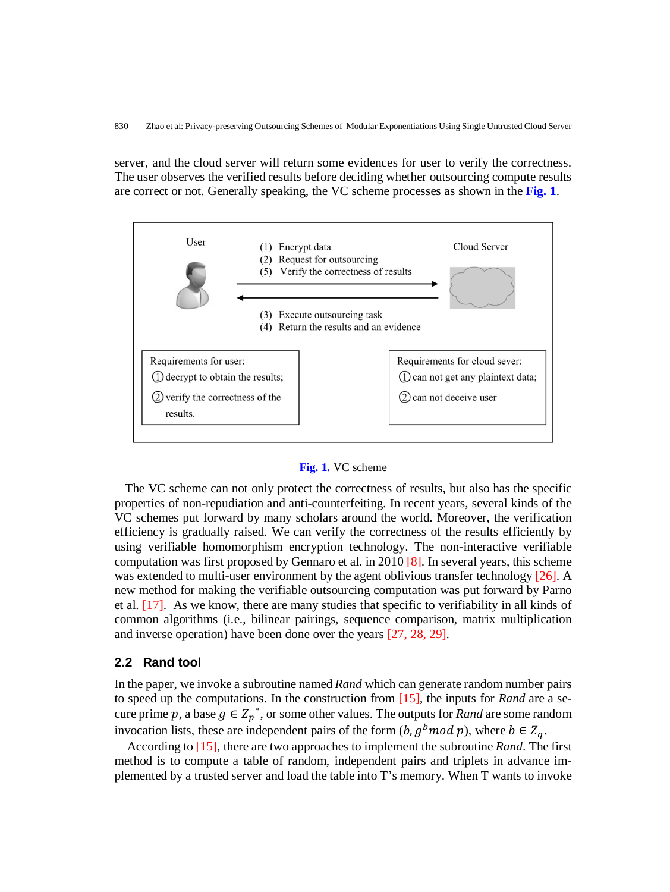server, and the cloud server will return some evidences for user to verify the correctness. The user observes the verified results before deciding whether outsourcing compute results are correct or not. Generally speaking, the VC scheme processes as shown in the **Fig. 1**.

User

(1) Encrypt data
(2) Request for outsourcing
(5) Verify the correctness of results

Cloud Server

(3) Execute outsourcing task
(4) Return the results and an evidence

Requirements for user:
① decrypt to obtain the results;
② verify the correctness of the results.

Requirements for cloud sever:
① can not get any plaintext data;
② can not deceive user

**Fig. 1.** VC scheme

The VC scheme can not only protect the correctness of results, but also has the specific properties of non-repudiation and anti-counterfeiting. In recent years, several kinds of the VC schemes put forward by many scholars around the world. Moreover, the verification efficiency is gradually raised. We can verify the correctness of the results efficiently by using verifiable homomorphism encryption technology. The non-interactive verifiable computation was first proposed by Gennaro et al. in 2010 [8]. In several years, this scheme was extended to multi-user environment by the agent oblivious transfer technology [26]. A new method for making the verifiable outsourcing computation was put forward by Parno et al. [17]. As we know, there are many studies that specific to verifiability in all kinds of common algorithms (i.e., bilinear pairings, sequence comparison, matrix multiplication and inverse operation) have been done over the years [27, 28, 29].

## 2.2 Rand tool

In the paper, we invoke a subroutine named *Rand* which can generate random number pairs to speed up the computations. In the construction from [15], the inputs for *Rand* are a secure prime $p$, a base $g \in Z_p{}^*$, or some other values. The outputs for *Rand* are some random invocation lists, these are independent pairs of the form $(b, g^b mod\ p)$, where $b \in Z_q$.

According to [15], there are two approaches to implement the subroutine *Rand*. The first method is to compute a table of random, independent pairs and triplets in advance implemented by a trusted server and load the table into T's memory. When T wants to invoke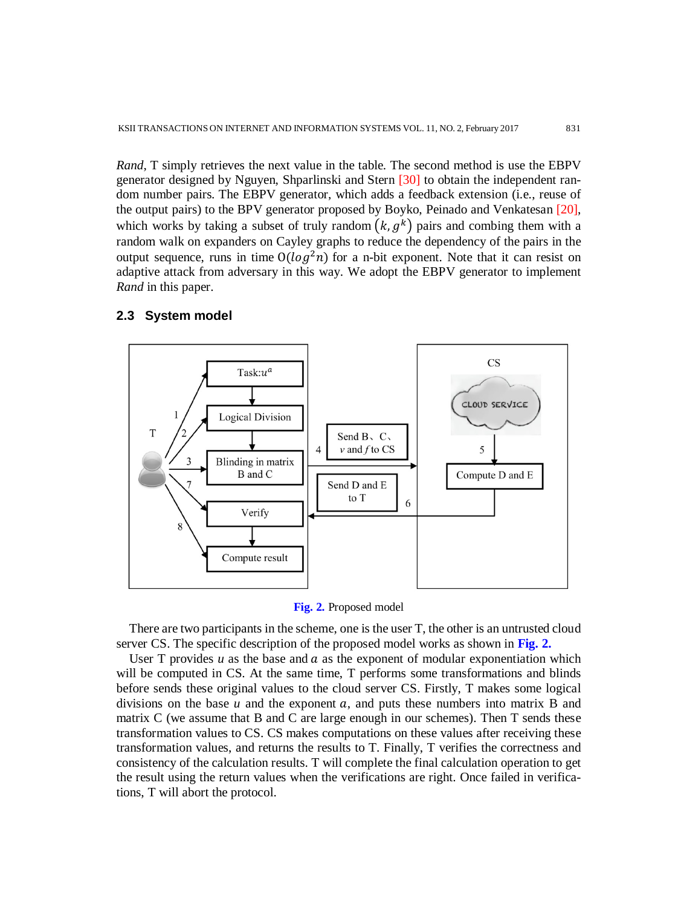*Rand*, T simply retrieves the next value in the table. The second method is use the EBPV generator designed by Nguyen, Shparlinski and Stern [30] to obtain the independent random number pairs. The EBPV generator, which adds a feedback extension (i.e., reuse of the output pairs) to the BPV generator proposed by Boyko, Peinado and Venkatesan [20], which works by taking a subset of truly random $(k, g^k)$ pairs and combing them with a random walk on expanders on Cayley graphs to reduce the dependency of the pairs in the output sequence, runs in time $O(log^2 n)$ for a n-bit exponent. Note that it can resist on adaptive attack from adversary in this way. We adopt the EBPV generator to implement *Rand* in this paper.

### 2.3 System model

Fig. 2. Proposed model

There are two participants in the scheme, one is the user T, the other is an untrusted cloud server CS. The specific description of the proposed model works as shown in Fig. 2.

User T provides $u$ as the base and $a$ as the exponent of modular exponentiation which will be computed in CS. At the same time, T performs some transformations and blinds before sends these original values to the cloud server CS. Firstly, T makes some logical divisions on the base $u$ and the exponent $a$, and puts these numbers into matrix B and matrix C (we assume that B and C are large enough in our schemes). Then T sends these transformation values to CS. CS makes computations on these values after receiving these transformation values, and returns the results to T. Finally, T verifies the correctness and consistency of the calculation results. T will complete the final calculation operation to get the result using the return values when the verifications are right. Once failed in verifications, T will abort the protocol.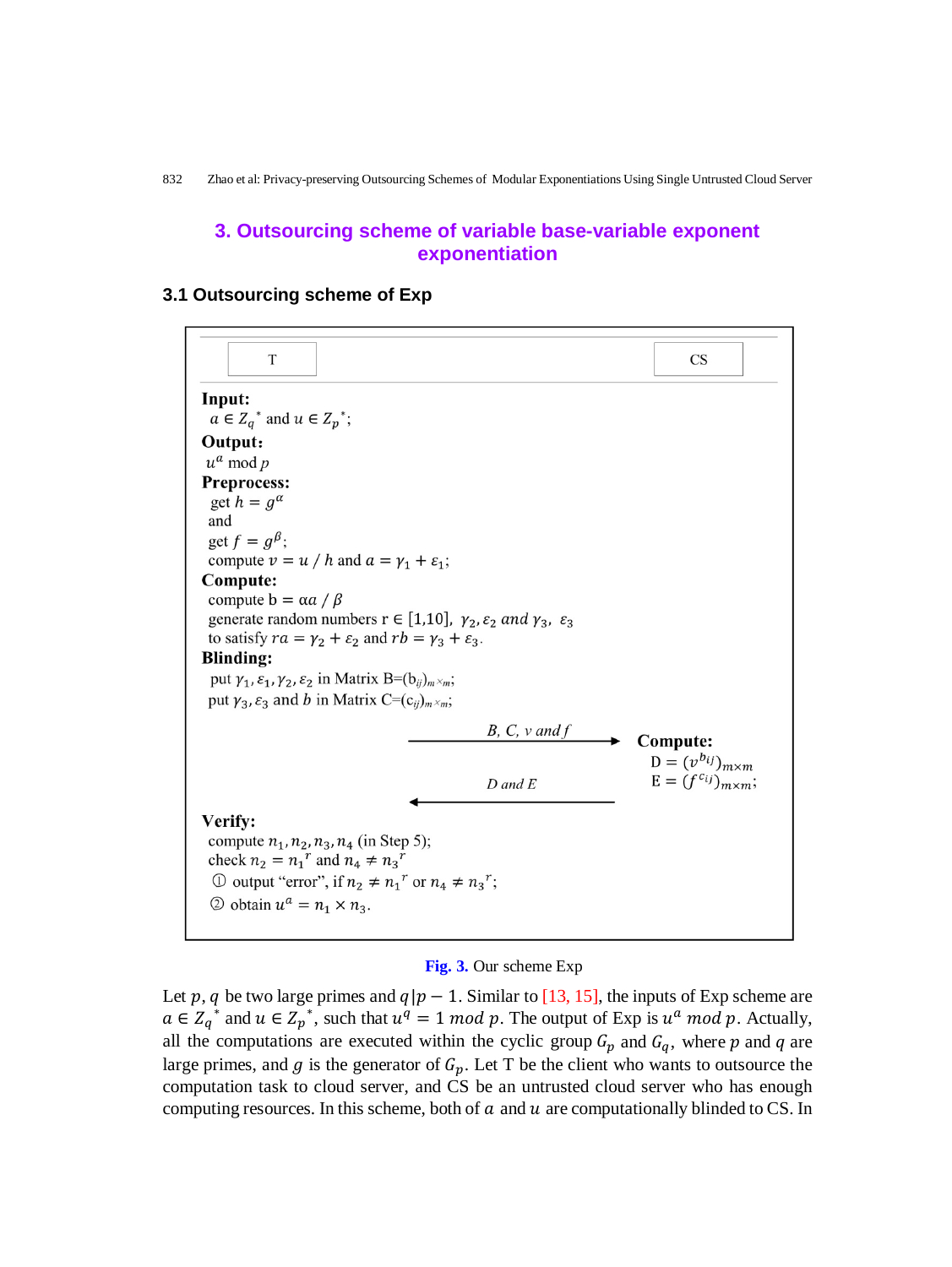## 3. Outsourcing scheme of variable base-variable exponent exponentiation

### 3.1 Outsourcing scheme of Exp

| T | CS |
|---|---|

**Input:**
$a \in Z_q^*$ and $u \in Z_p^*$;

**Output:**
$u^a \bmod p$

**Preprocess:**
get $h = g^{\alpha}$
and
get $f = g^{\beta}$;
compute $v = u / h$ and $a = \gamma_1 + \varepsilon_1$;

**Compute:**
compute $b = \alpha a / \beta$
generate random numbers $r \in [1,10]$, $\gamma_2, \varepsilon_2$ *and* $\gamma_3$, $\varepsilon_3$
to satisfy $ra = \gamma_2 + \varepsilon_2$ and $rb = \gamma_3 + \varepsilon_3$.

**Blinding:**
put $\gamma_1, \varepsilon_1, \gamma_2, \varepsilon_2$ in Matrix $B=(b_{ij})_{m\times m}$;
put $\gamma_3, \varepsilon_3$ and $b$ in Matrix $C=(c_{ij})_{m\times m}$;

T → CS: $B$, $C$, $v$ *and* $f$

CS **Compute:**
$D = (v^{b_{ij}})_{m\times m}$
$E = (f^{c_{ij}})_{m\times m}$;

CS → T: $D$ *and* $E$

**Verify:**
compute $n_1, n_2, n_3, n_4$ (in Step 5);
check $n_2 = n_1^{\,r}$ and $n_4 \neq n_3^{\,r}$
① output "error", if $n_2 \neq n_1^{\,r}$ or $n_4 \neq n_3^{\,r}$;
② obtain $u^a = n_1 \times n_3$.

**Fig. 3.** Our scheme Exp

Let $p, q$ be two large primes and $q \,|\, p-1$. Similar to [13, 15], the inputs of Exp scheme are $a \in Z_q^{\,*}$ and $u \in Z_p^{\,*}$, such that $u^q = 1 \bmod p$. The output of Exp is $u^a \bmod p$. Actually, all the computations are executed within the cyclic group $G_p$ and $G_q$, where $p$ and $q$ are large primes, and $g$ is the generator of $G_p$. Let T be the client who wants to outsource the computation task to cloud server, and CS be an untrusted cloud server who has enough computing resources. In this scheme, both of $a$ and $u$ are computationally blinded to CS. In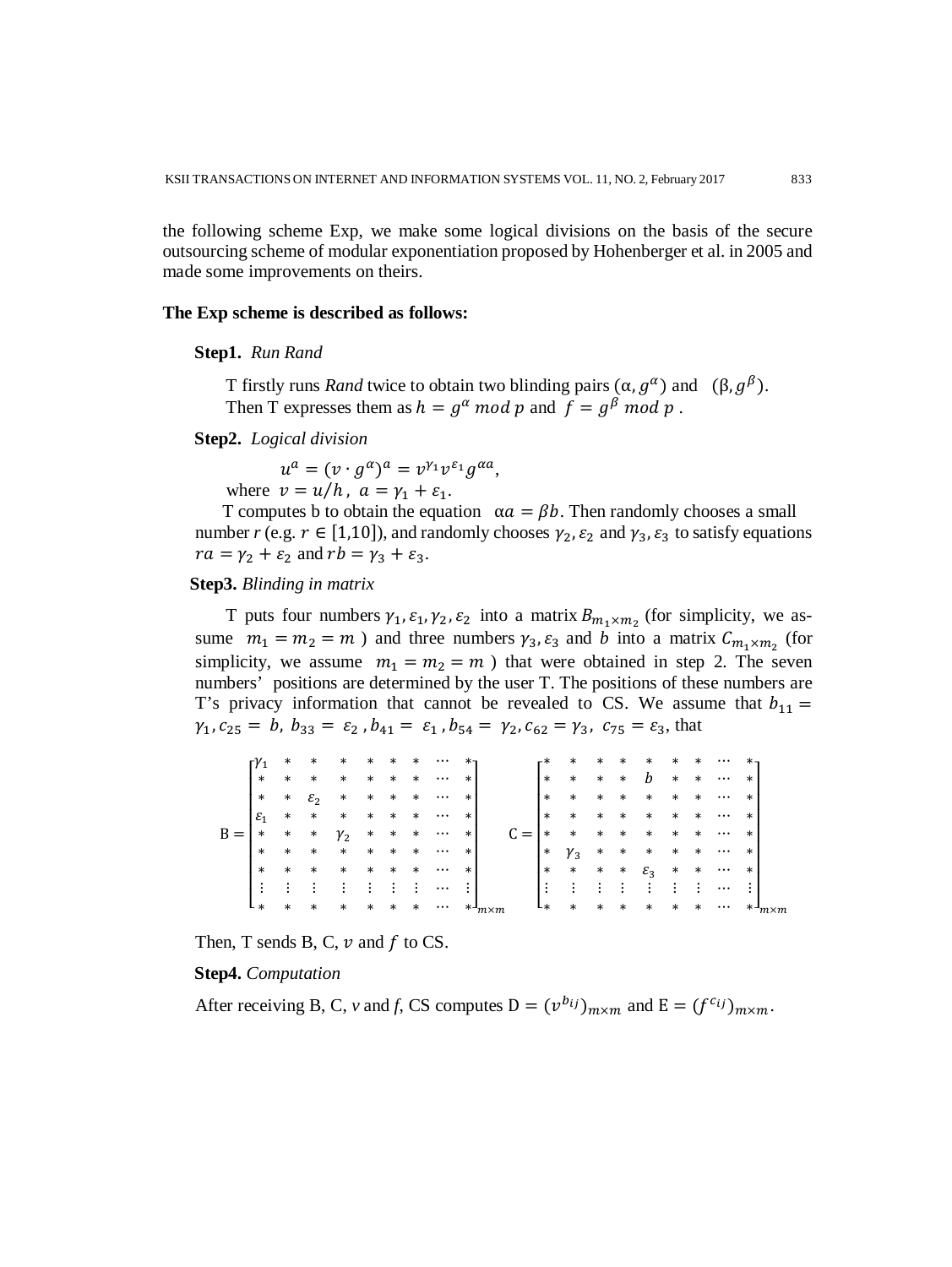the following scheme Exp, we make some logical divisions on the basis of the secure outsourcing scheme of modular exponentiation proposed by Hohenberger et al. in 2005 and made some improvements on theirs.

**The Exp scheme is described as follows:**

**Step1.** *Run Rand*

T firstly runs *Rand* twice to obtain two blinding pairs $(\alpha, g^{\alpha})$ and $(\beta, g^{\beta})$. Then T expresses them as $h = g^{\alpha} \bmod p$ and $f = g^{\beta} \bmod p$.

**Step2.** *Logical division*

$$u^{a} = (v \cdot g^{\alpha})^{a} = v^{\gamma_1} v^{\varepsilon_1} g^{\alpha a},$$

where $v = u/h$, $a = \gamma_1 + \varepsilon_1$.

T computes b to obtain the equation $\alpha a = \beta b$. Then randomly chooses a small number *r* (e.g. $r \in [1,10]$), and randomly chooses $\gamma_2, \varepsilon_2$ and $\gamma_3, \varepsilon_3$ to satisfy equations $ra = \gamma_2 + \varepsilon_2$ and $rb = \gamma_3 + \varepsilon_3$.

**Step3.** *Blinding in matrix*

T puts four numbers $\gamma_1, \varepsilon_1, \gamma_2, \varepsilon_2$ into a matrix $B_{m_1 \times m_2}$ (for simplicity, we assume $m_1 = m_2 = m$) and three numbers $\gamma_3, \varepsilon_3$ and $b$ into a matrix $C_{m_1 \times m_2}$ (for simplicity, we assume $m_1 = m_2 = m$) that were obtained in step 2. The seven numbers' positions are determined by the user T. The positions of these numbers are T's privacy information that cannot be revealed to CS. We assume that $b_{11} = \gamma_1, c_{25} = b, b_{33} = \varepsilon_2, b_{41} = \varepsilon_1, b_{54} = \gamma_2, c_{62} = \gamma_3, c_{75} = \varepsilon_3$, that

$$
B = \begin{bmatrix}
\gamma_1 & * & * & * & * & * & * & \cdots & * \\
* & * & * & * & * & * & * & \cdots & * \\
* & * & \varepsilon_2 & * & * & * & * & \cdots & * \\
\varepsilon_1 & * & * & * & * & * & * & \cdots & * \\
* & * & * & \gamma_2 & * & * & * & \cdots & * \\
* & * & * & * & * & * & * & \cdots & * \\
* & * & * & * & * & * & * & \cdots & * \\
\vdots & \vdots & \vdots & \vdots & \vdots & \vdots & \vdots & \cdots & \vdots \\
* & * & * & * & * & * & * & \cdots & *
\end{bmatrix}_{m \times m}
\quad
C = \begin{bmatrix}
* & * & * & * & * & * & * & \cdots & * \\
* & * & * & * & b & * & * & \cdots & * \\
* & * & * & * & * & * & * & \cdots & * \\
* & * & * & * & * & * & * & \cdots & * \\
* & * & * & * & * & * & * & \cdots & * \\
* & \gamma_3 & * & * & * & * & * & \cdots & * \\
* & * & * & * & \varepsilon_3 & * & * & \cdots & * \\
\vdots & \vdots & \vdots & \vdots & \vdots & \vdots & \vdots & \cdots & \vdots \\
* & * & * & * & * & * & * & \cdots & *
\end{bmatrix}_{m \times m}
$$

Then, T sends B, C, $v$ and $f$ to CS.

**Step4.** *Computation*

After receiving B, C, *v* and *f*, CS computes $\mathrm{D} = (v^{b_{ij}})_{m \times m}$ and $\mathrm{E} = (f^{c_{ij}})_{m \times m}$.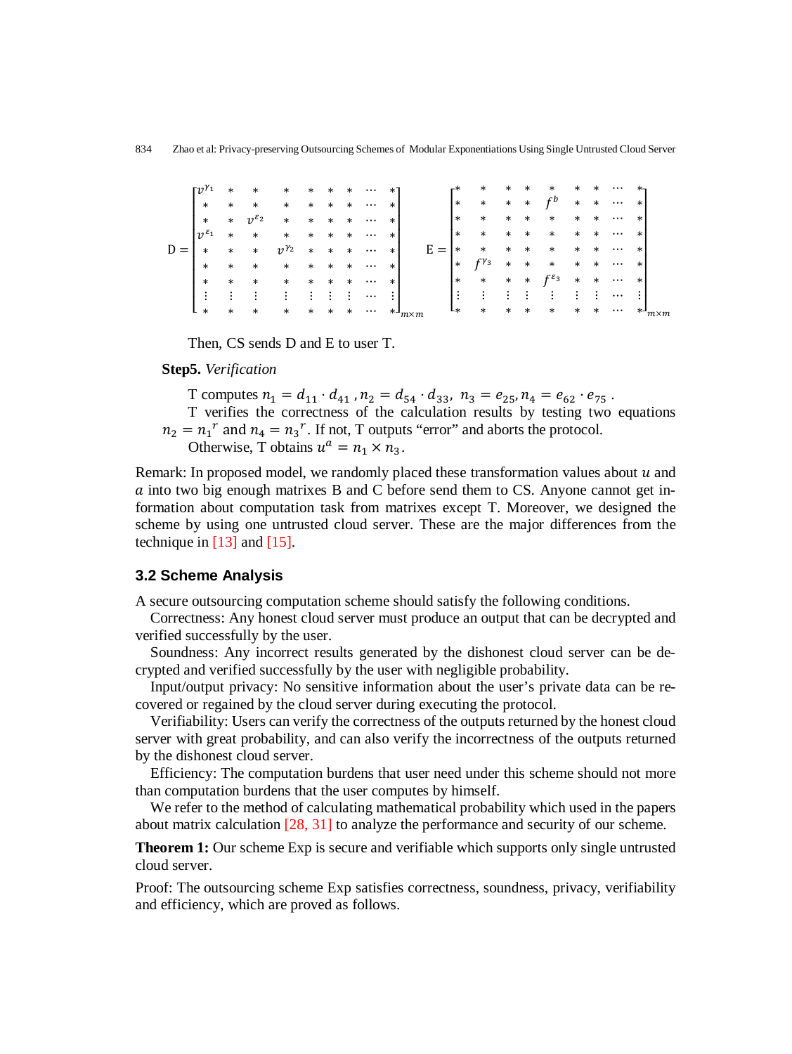$$
\mathrm{D} = \begin{bmatrix}
v^{\gamma_1} & * & * & * & * & * & * & \cdots & * \\
* & * & * & * & * & * & * & \cdots & * \\
* & * & v^{\varepsilon_2} & * & * & * & * & \cdots & * \\
v^{\varepsilon_1} & * & * & * & * & * & * & \cdots & * \\
* & * & * & v^{\gamma_2} & * & * & * & \cdots & * \\
* & * & * & * & * & * & * & \cdots & * \\
* & * & * & * & * & * & * & \cdots & * \\
\vdots & \vdots & \vdots & \vdots & \vdots & \vdots & \vdots & \cdots & \vdots \\
* & * & * & * & * & * & * & \cdots & *
\end{bmatrix}_{m \times m}
\quad
\mathrm{E} = \begin{bmatrix}
* & * & * & * & * & * & * & \cdots & * \\
* & * & * & * & f^{b} & * & * & \cdots & * \\
* & * & * & * & * & * & * & \cdots & * \\
* & * & * & * & * & * & * & \cdots & * \\
* & * & * & * & * & * & * & \cdots & * \\
* & f^{\gamma_3} & * & * & * & * & * & \cdots & * \\
* & * & * & * & f^{\varepsilon_3} & * & * & \cdots & * \\
\vdots & \vdots & \vdots & \vdots & \vdots & \vdots & \vdots & \cdots & \vdots \\
* & * & * & * & * & * & * & \cdots & *
\end{bmatrix}_{m \times m}
$$

Then, CS sends D and E to user T.

**Step5.** *Verification*

T computes $n_1 = d_{11} \cdot d_{41}$ , $n_2 = d_{54} \cdot d_{33}$, $n_3 = e_{25}$, $n_4 = e_{62} \cdot e_{75}$ .

T verifies the correctness of the calculation results by testing two equations $n_2 = {n_1}^r$ and $n_4 = {n_3}^r$. If not, T outputs "error" and aborts the protocol.

Otherwise, T obtains $u^a = n_1 \times n_3$.

Remark: In proposed model, we randomly placed these transformation values about $u$ and $a$ into two big enough matrixes B and C before send them to CS. Anyone cannot get information about computation task from matrixes except T. Moreover, we designed the scheme by using one untrusted cloud server. These are the major differences from the technique in [13] and [15].

### 3.2 Scheme Analysis

A secure outsourcing computation scheme should satisfy the following conditions.

Correctness: Any honest cloud server must produce an output that can be decrypted and verified successfully by the user.

Soundness: Any incorrect results generated by the dishonest cloud server can be decrypted and verified successfully by the user with negligible probability.

Input/output privacy: No sensitive information about the user's private data can be recovered or regained by the cloud server during executing the protocol.

Verifiability: Users can verify the correctness of the outputs returned by the honest cloud server with great probability, and can also verify the incorrectness of the outputs returned by the dishonest cloud server.

Efficiency: The computation burdens that user need under this scheme should not more than computation burdens that the user computes by himself.

We refer to the method of calculating mathematical probability which used in the papers about matrix calculation [28, 31] to analyze the performance and security of our scheme.

**Theorem 1:** Our scheme Exp is secure and verifiable which supports only single untrusted cloud server.

Proof: The outsourcing scheme Exp satisfies correctness, soundness, privacy, verifiability and efficiency, which are proved as follows.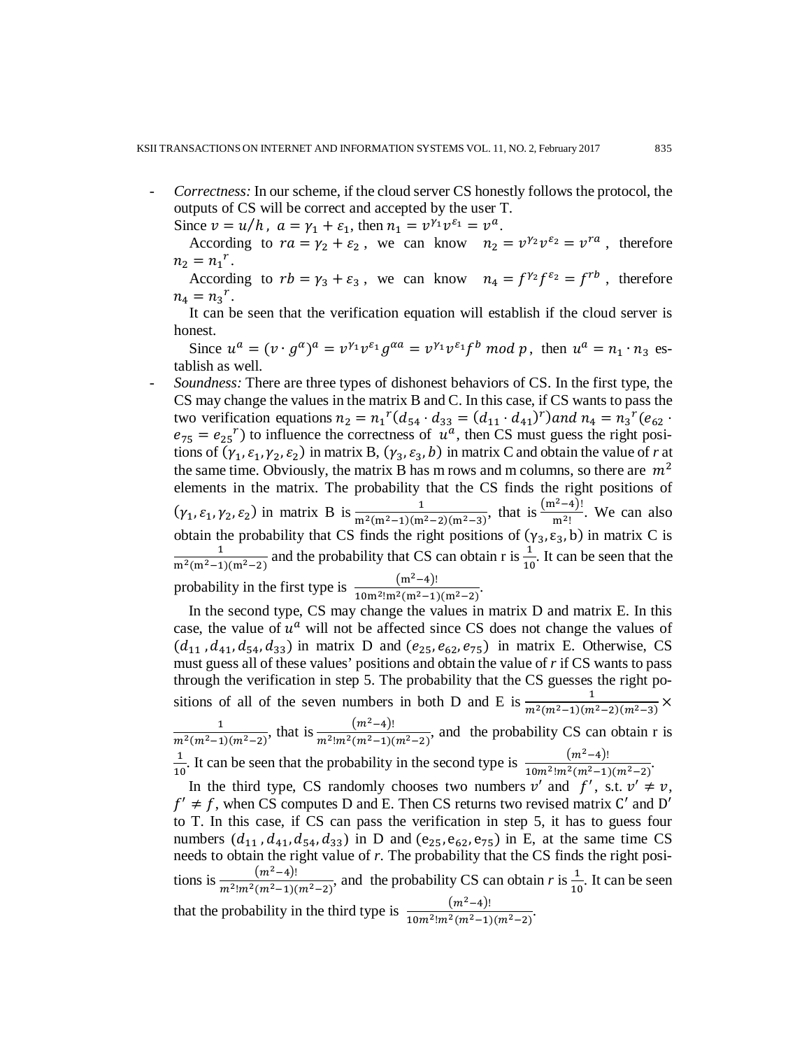- *Correctness:* In our scheme, if the cloud server CS honestly follows the protocol, the outputs of CS will be correct and accepted by the user T.
  Since $v = u/h$, $a = \gamma_1 + \varepsilon_1$, then $n_1 = v^{\gamma_1} v^{\varepsilon_1} = v^a$.
  According to $ra = \gamma_2 + \varepsilon_2$, we can know $n_2 = v^{\gamma_2} v^{\varepsilon_2} = v^{ra}$, therefore $n_2 = {n_1}^r$.
  According to $rb = \gamma_3 + \varepsilon_3$, we can know $n_4 = f^{\gamma_2} f^{\varepsilon_2} = f^{rb}$, therefore $n_4 = {n_3}^r$.
  It can be seen that the verification equation will establish if the cloud server is honest.
  Since $u^a = (v \cdot g^{\alpha})^a = v^{\gamma_1} v^{\varepsilon_1} g^{\alpha a} = v^{\gamma_1} v^{\varepsilon_1} f^b \ mod\ p$, then $u^a = n_1 \cdot n_3$ establish as well.
- *Soundness:* There are three types of dishonest behaviors of CS. In the first type, the CS may change the values in the matrix B and C. In this case, if CS wants to pass the two verification equations $n_2 = {n_1}^r (d_{54} \cdot d_{33} = (d_{11} \cdot d_{41})^r) and\ n_4 = {n_3}^r (e_{62} \cdot e_{75} = {e_{25}}^r)$ to influence the correctness of $u^a$, then CS must guess the right positions of $(\gamma_1, \varepsilon_1, \gamma_2, \varepsilon_2)$ in matrix B, $(\gamma_3, \varepsilon_3, b)$ in matrix C and obtain the value of *r* at the same time. Obviously, the matrix B has m rows and m columns, so there are $m^2$ elements in the matrix. The probability that the CS finds the right positions of $(\gamma_1, \varepsilon_1, \gamma_2, \varepsilon_2)$ in matrix B is $\frac{1}{m^2(m^2-1)(m^2-2)(m^2-3)}$, that is $\frac{(m^2-4)!}{m^2!}$. We can also obtain the probability that CS finds the right positions of $(\gamma_3, \varepsilon_3, b)$ in matrix C is $\frac{1}{m^2(m^2-1)(m^2-2)}$ and the probability that CS can obtain r is $\frac{1}{10}$. It can be seen that the probability in the first type is $\frac{(m^2-4)!}{10m^2!m^2(m^2-1)(m^2-2)}$.
  In the second type, CS may change the values in matrix D and matrix E. In this case, the value of $u^a$ will not be affected since CS does not change the values of $(d_{11}, d_{41}, d_{54}, d_{33})$ in matrix D and $(e_{25}, e_{62}, e_{75})$ in matrix E. Otherwise, CS must guess all of these values' positions and obtain the value of *r* if CS wants to pass through the verification in step 5. The probability that the CS guesses the right positions of all of the seven numbers in both D and E is $\frac{1}{m^2(m^2-1)(m^2-2)(m^2-3)} \times \frac{1}{m^2(m^2-1)(m^2-2)}$, that is $\frac{(m^2-4)!}{m^2!m^2(m^2-1)(m^2-2)}$, and the probability CS can obtain r is $\frac{1}{10}$. It can be seen that the probability in the second type is $\frac{(m^2-4)!}{10m^2!m^2(m^2-1)(m^2-2)}$.
  In the third type, CS randomly chooses two numbers $v'$ and $f'$, s.t. $v' \neq v$, $f' \neq f$, when CS computes D and E. Then CS returns two revised matrix $C'$ and $D'$ to T. In this case, if CS can pass the verification in step 5, it has to guess four numbers $(d_{11}, d_{41}, d_{54}, d_{33})$ in D and $(e_{25}, e_{62}, e_{75})$ in E, at the same time CS needs to obtain the right value of *r*. The probability that the CS finds the right positions is $\frac{(m^2-4)!}{m^2!m^2(m^2-1)(m^2-2)}$, and the probability CS can obtain *r* is $\frac{1}{10}$. It can be seen that the probability in the third type is $\frac{(m^2-4)!}{10m^2!m^2(m^2-1)(m^2-2)}$.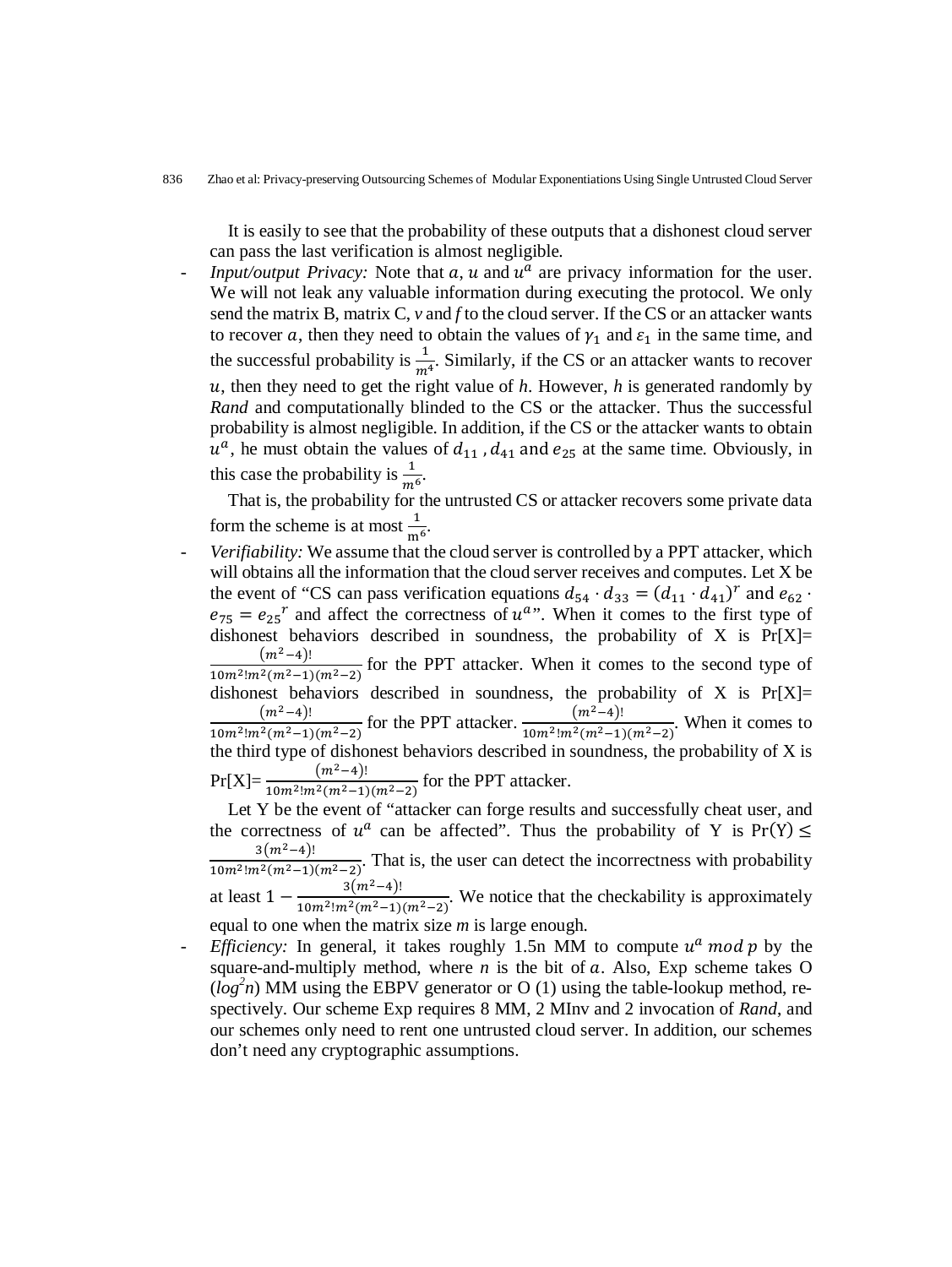It is easily to see that the probability of these outputs that a dishonest cloud server can pass the last verification is almost negligible.

- *Input/output Privacy:* Note that $a$, $u$ and $u^a$ are privacy information for the user. We will not leak any valuable information during executing the protocol. We only send the matrix B, matrix C, *v* and *f* to the cloud server. If the CS or an attacker wants to recover $a$, then they need to obtain the values of $\gamma_1$ and $\varepsilon_1$ in the same time, and the successful probability is $\frac{1}{m^4}$. Similarly, if the CS or an attacker wants to recover $u$, then they need to get the right value of *h*. However, *h* is generated randomly by *Rand* and computationally blinded to the CS or the attacker. Thus the successful probability is almost negligible. In addition, if the CS or the attacker wants to obtain $u^a$, he must obtain the values of $d_{11}$ , $d_{41}$ and $e_{25}$ at the same time. Obviously, in this case the probability is $\frac{1}{m^6}$.

  That is, the probability for the untrusted CS or attacker recovers some private data form the scheme is at most $\frac{1}{\mathrm{m}^6}$.

- *Verifiability:* We assume that the cloud server is controlled by a PPT attacker, which will obtains all the information that the cloud server receives and computes. Let X be the event of "CS can pass verification equations $d_{54} \cdot d_{33} = (d_{11} \cdot d_{41})^r$ and $e_{62} \cdot e_{75} = {e_{25}}^r$ and affect the correctness of $u^a$". When it comes to the first type of dishonest behaviors described in soundness, the probability of X is Pr[X]= $\frac{(m^2-4)!}{10m^2!m^2(m^2-1)(m^2-2)}$ for the PPT attacker. When it comes to the second type of dishonest behaviors described in soundness, the probability of X is Pr[X]= $\frac{(m^2-4)!}{10m^2!m^2(m^2-1)(m^2-2)}$ for the PPT attacker. $\frac{(m^2-4)!}{10m^2!m^2(m^2-1)(m^2-2)}$. When it comes to the third type of dishonest behaviors described in soundness, the probability of X is Pr[X]= $\frac{(m^2-4)!}{10m^2!m^2(m^2-1)(m^2-2)}$ for the PPT attacker.

  Let Y be the event of "attacker can forge results and successfully cheat user, and the correctness of $u^a$ can be affected". Thus the probability of Y is $\Pr(Y) \leq \frac{3(m^2-4)!}{10m^2!m^2(m^2-1)(m^2-2)}$. That is, the user can detect the incorrectness with probability at least $1 - \frac{3(m^2-4)!}{10m^2!m^2(m^2-1)(m^2-2)}$. We notice that the checkability is approximately equal to one when the matrix size *m* is large enough.

- *Efficiency:* In general, it takes roughly 1.5n MM to compute $u^a \bmod p$ by the square-and-multiply method, where *n* is the bit of $a$. Also, Exp scheme takes O ($log^2 n$) MM using the EBPV generator or O (1) using the table-lookup method, respectively. Our scheme Exp requires 8 MM, 2 MInv and 2 invocation of *Rand*, and our schemes only need to rent one untrusted cloud server. In addition, our schemes don't need any cryptographic assumptions.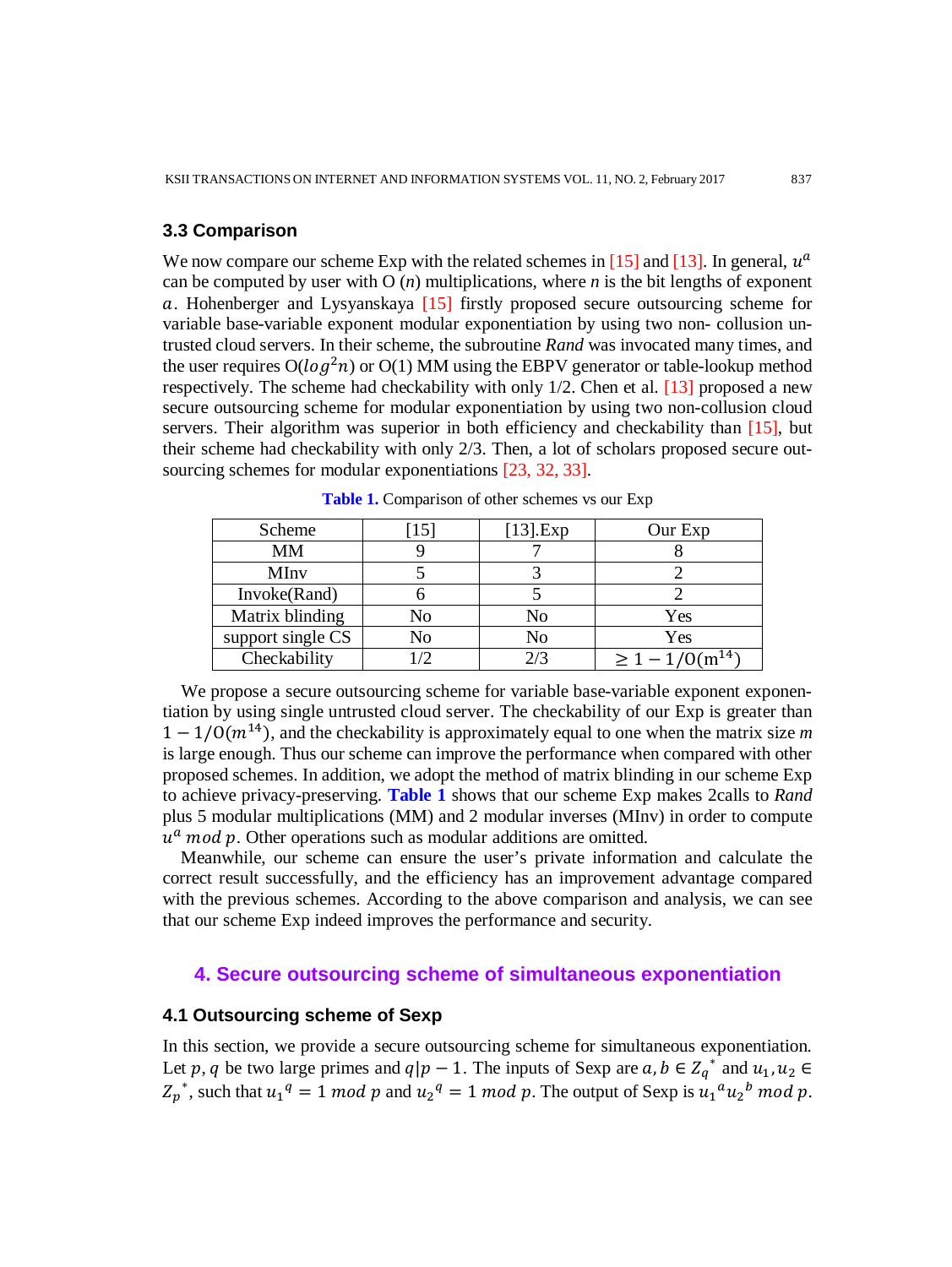### 3.3 Comparison

We now compare our scheme Exp with the related schemes in [15] and [13]. In general, $u^a$ can be computed by user with O ($n$) multiplications, where $n$ is the bit lengths of exponent $a$. Hohenberger and Lysyanskaya [15] firstly proposed secure outsourcing scheme for variable base-variable exponent modular exponentiation by using two non- collusion un-trusted cloud servers. In their scheme, the subroutine *Rand* was invocated many times, and the user requires O($log^2 n$) or O(1) MM using the EBPV generator or table-lookup method respectively. The scheme had checkability with only 1/2. Chen et al. [13] proposed a new secure outsourcing scheme for modular exponentiation by using two non-collusion cloud servers. Their algorithm was superior in both efficiency and checkability than [15], but their scheme had checkability with only 2/3. Then, a lot of scholars proposed secure out-sourcing schemes for modular exponentiations [23, 32, 33].

**Table 1.** Comparison of other schemes vs our Exp

| Scheme | [15] | [13].Exp | Our Exp |
|---|---|---|---|
| MM | 9 | 7 | 8 |
| MInv | 5 | 3 | 2 |
| Invoke(Rand) | 6 | 5 | 2 |
| Matrix blinding | No | No | Yes |
| support single CS | No | No | Yes |
| Checkability | 1/2 | 2/3 | $\geq 1 - 1/O(m^{14})$ |

We propose a secure outsourcing scheme for variable base-variable exponent exponen-tiation by using single untrusted cloud server. The checkability of our Exp is greater than $1 - 1/O(m^{14})$, and the checkability is approximately equal to one when the matrix size $m$ is large enough. Thus our scheme can improve the performance when compared with other proposed schemes. In addition, we adopt the method of matrix blinding in our scheme Exp to achieve privacy-preserving. **Table 1** shows that our scheme Exp makes 2calls to *Rand* plus 5 modular multiplications (MM) and 2 modular inverses (MInv) in order to compute $u^a \bmod p$. Other operations such as modular additions are omitted.

Meanwhile, our scheme can ensure the user's private information and calculate the correct result successfully, and the efficiency has an improvement advantage compared with the previous schemes. According to the above comparison and analysis, we can see that our scheme Exp indeed improves the performance and security.

## 4. Secure outsourcing scheme of simultaneous exponentiation

### 4.1 Outsourcing scheme of Sexp

In this section, we provide a secure outsourcing scheme for simultaneous exponentiation. Let $p, q$ be two large primes and $q|p-1$. The inputs of Sexp are $a, b \in Z_q^*$ and $u_1, u_2 \in Z_p^*$, such that $u_1^q = 1 \bmod p$ and $u_2^q = 1 \bmod p$. The output of Sexp is $u_1^a u_2^b \bmod p$.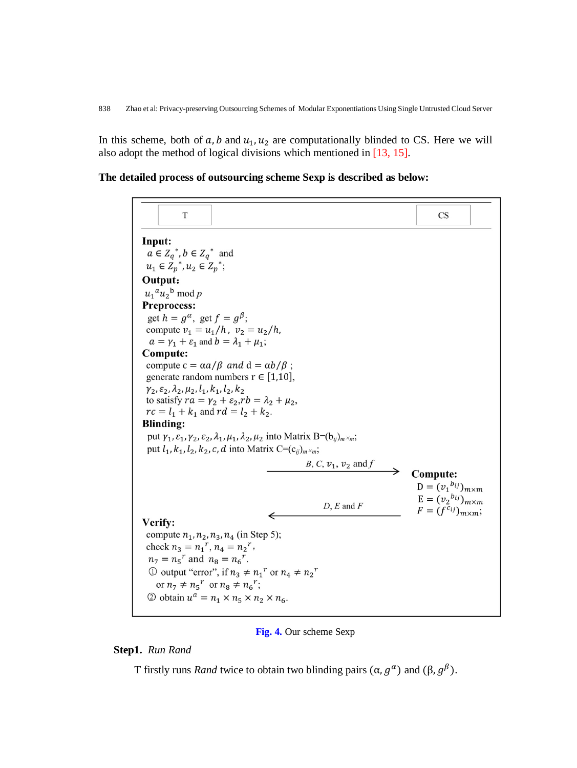In this scheme, both of $a, b$ and $u_1, u_2$ are computationally blinded to CS. Here we will also adopt the method of logical divisions which mentioned in [13, 15].

**The detailed process of outsourcing scheme Sexp is described as below:**

| T | CS |
|---|---|
| **Input:** $a \in Z_q^*, b \in Z_q^*$ and $u_1 \in Z_p^*, u_2 \in Z_p^*$; | |
| **Output:** $u_1^a u_2^b \bmod p$ | |
| **Preprocess:** get $h = g^\alpha$, get $f = g^\beta$; compute $v_1 = u_1/h$, $v_2 = u_2/h$, $a = \gamma_1 + \varepsilon_1$ and $b = \lambda_1 + \mu_1$; | |
| **Compute:** compute $c = \alpha a/\beta$ and $d = \alpha b/\beta$; generate random numbers $r \in [1,10]$, $\gamma_2, \varepsilon_2, \lambda_2, \mu_2, l_1, k_1, l_2, k_2$ to satisfy $ra = \gamma_2 + \varepsilon_2$, $rb = \lambda_2 + \mu_2$, $rc = l_1 + k_1$ and $rd = l_2 + k_2$. | |
| **Blinding:** put $\gamma_1, \varepsilon_1, \gamma_2, \varepsilon_2, \lambda_1, \mu_1, \lambda_2, \mu_2$ into Matrix $B=(b_{ij})_{m\times m}$; put $l_1, k_1, l_2, k_2, c, d$ into Matrix $C=(c_{ij})_{m\times m}$; | |
| $B, C, v_1, v_2$ and $f$ → | **Compute:** $D = (v_1^{b_{ij}})_{m\times m}$, $E = (v_2^{b_{ij}})_{m\times m}$, $F = (f^{c_{ij}})_{m\times m}$; |
| ← $D, E$ and $F$ | |
| **Verify:** compute $n_1, n_2, n_3, n_4$ (in Step 5); check $n_3 = n_1^r$, $n_4 = n_2^r$, $n_7 = n_5^r$ and $n_8 = n_6^r$. ① output "error", if $n_3 \neq n_1^r$ or $n_4 \neq n_2^r$ or $n_7 \neq n_5^r$ or $n_8 \neq n_6^r$; ② obtain $u^a = n_1 \times n_5 \times n_2 \times n_6$. | |

**Fig. 4.** Our scheme Sexp

**Step1.** *Run Rand*

T firstly runs *Rand* twice to obtain two blinding pairs $(\alpha, g^\alpha)$ and $(\beta, g^\beta)$.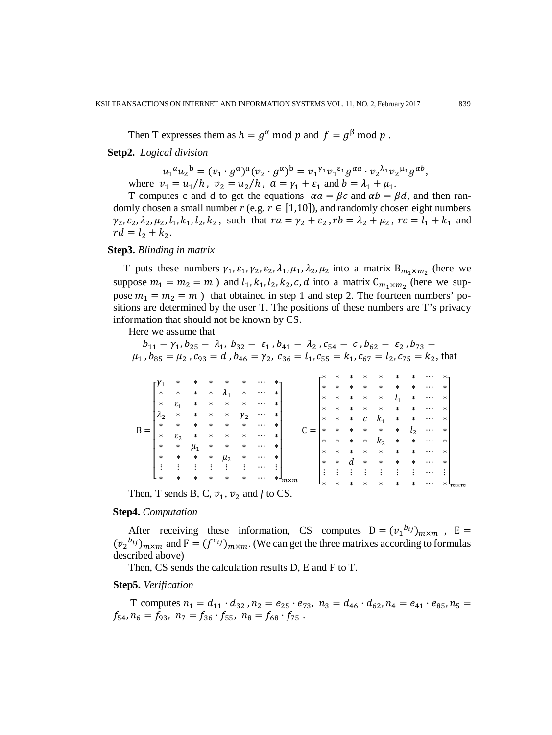Then T expresses them as $h = g^{\alpha} \bmod p$ and $f = g^{\beta} \bmod p$ .

**Setp2.** *Logical division*

$$u_1{}^a u_2{}^b = (v_1 \cdot g^{\alpha})^a (v_2 \cdot g^{\alpha})^b = v_1{}^{\gamma_1} v_1{}^{\varepsilon_1} g^{\alpha a} \cdot v_2{}^{\lambda_1} v_2{}^{\mu_1} g^{\alpha b},$$

where $v_1 = u_1/h$, $v_2 = u_2/h$, $a = \gamma_1 + \varepsilon_1$ and $b = \lambda_1 + \mu_1$.

T computes c and d to get the equations $\alpha a = \beta c$ and $\alpha b = \beta d$, and then randomly chosen a small number $r$ (e.g. $r \in [1,10]$), and randomly chosen eight numbers $\gamma_2, \varepsilon_2, \lambda_2, \mu_2, l_1, k_1, l_2, k_2$, such that $ra = \gamma_2 + \varepsilon_2$, $rb = \lambda_2 + \mu_2$, $rc = l_1 + k_1$ and $rd = l_2 + k_2$.

**Step3.** *Blinding in matrix*

T puts these numbers $\gamma_1, \varepsilon_1, \gamma_2, \varepsilon_2, \lambda_1, \mu_1, \lambda_2, \mu_2$ into a matrix $B_{m_1 \times m_2}$ (here we suppose $m_1 = m_2 = m$ ) and $l_1, k_1, l_2, k_2, c, d$ into a matrix $C_{m_1 \times m_2}$ (here we suppose $m_1 = m_2 = m$ ) that obtained in step 1 and step 2. The fourteen numbers' positions are determined by the user T. The positions of these numbers are T's privacy information that should not be known by CS.

Here we assume that

$b_{11} = \gamma_1, b_{25} = \lambda_1, b_{32} = \varepsilon_1, b_{41} = \lambda_2, c_{54} = c, b_{62} = \varepsilon_2, b_{73} = \mu_1, b_{85} = \mu_2, c_{93} = d, b_{46} = \gamma_2, c_{36} = l_1, c_{55} = k_1, c_{67} = l_2, c_{75} = k_2$, that

$$B = \begin{bmatrix} \gamma_1 & * & * & * & * & * & \cdots & * \\ * & * & * & * & \lambda_1 & * & \cdots & * \\ * & \varepsilon_1 & * & * & * & * & \cdots & * \\ \lambda_2 & * & * & * & * & \gamma_2 & \cdots & * \\ * & * & * & * & * & * & \cdots & * \\ * & \varepsilon_2 & * & * & * & * & \cdots & * \\ * & * & \mu_1 & * & * & * & \cdots & * \\ * & * & * & * & \mu_2 & * & \cdots & * \\ \vdots & \vdots & \vdots & \vdots & \vdots & \vdots & \cdots & \vdots \\ * & * & * & * & * & * & \cdots & * \end{bmatrix}_{m \times m} \quad C = \begin{bmatrix} * & * & * & * & * & * & * & \cdots & * \\ * & * & * & * & * & * & * & \cdots & * \\ * & * & * & * & * & l_1 & * & \cdots & * \\ * & * & * & * & * & * & * & \cdots & * \\ * & * & * & c & k_1 & * & * & \cdots & * \\ * & * & * & * & * & * & l_2 & \cdots & * \\ * & * & * & * & k_2 & * & * & \cdots & * \\ * & * & * & * & * & * & * & \cdots & * \\ * & * & d & * & * & * & * & \cdots & * \\ \vdots & \vdots & \vdots & \vdots & \vdots & \vdots & \vdots & \cdots & \vdots \\ * & * & * & * & * & * & * & \cdots & * \end{bmatrix}_{m \times m}$$

Then, T sends B, C, $v_1$, $v_2$ and $f$ to CS.

**Step4.** *Computation*

After receiving these information, CS computes $D = ({v_1}^{b_{ij}})_{m \times m}$ , $E = ({v_2}^{b_{ij}})_{m \times m}$ and $F = (f^{c_{ij}})_{m \times m}$. (We can get the three matrixes according to formulas described above)

Then, CS sends the calculation results D, E and F to T.

**Step5.** *Verification*

T computes $n_1 = d_{11} \cdot d_{32}$, $n_2 = e_{25} \cdot e_{73}$, $n_3 = d_{46} \cdot d_{62}$, $n_4 = e_{41} \cdot e_{85}$, $n_5 = f_{54}$, $n_6 = f_{93}$, $n_7 = f_{36} \cdot f_{55}$, $n_8 = f_{68} \cdot f_{75}$ .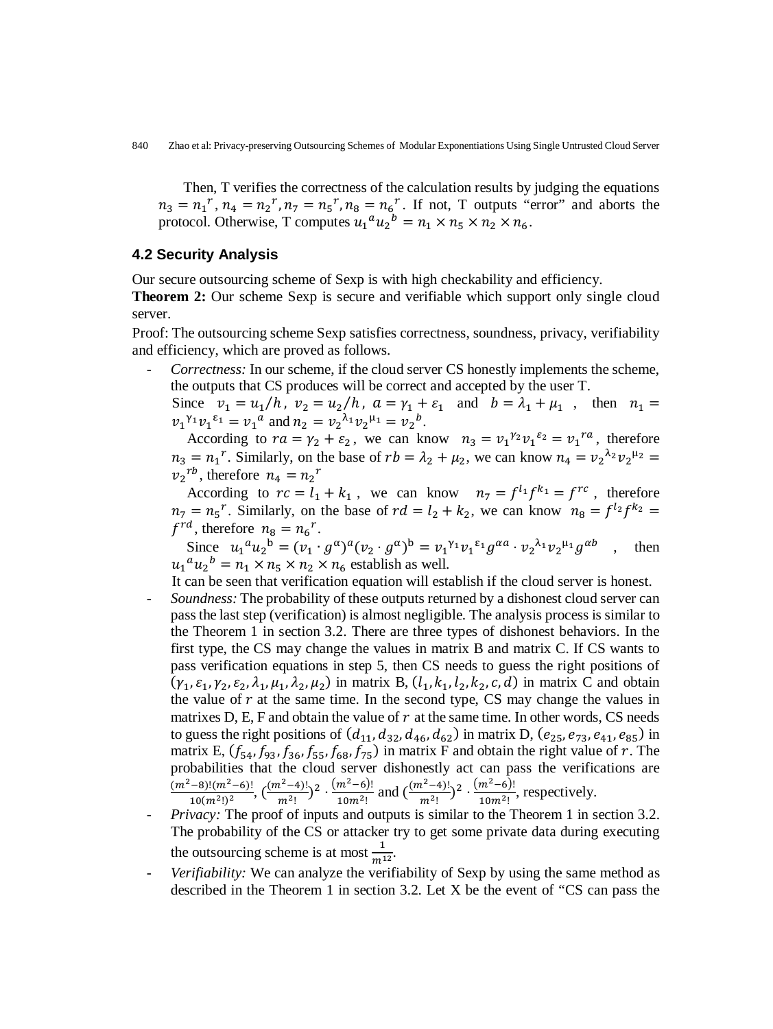Then, T verifies the correctness of the calculation results by judging the equations $n_3 = {n_1}^r$, $n_4 = {n_2}^r$, $n_7 = {n_5}^r$, $n_8 = {n_6}^r$. If not, T outputs "error" and aborts the protocol. Otherwise, T computes ${u_1}^a {u_2}^b = n_1 \times n_5 \times n_2 \times n_6$.

### 4.2 Security Analysis

Our secure outsourcing scheme of Sexp is with high checkability and efficiency.

**Theorem 2:** Our scheme Sexp is secure and verifiable which support only single cloud server.

Proof: The outsourcing scheme Sexp satisfies correctness, soundness, privacy, verifiability and efficiency, which are proved as follows.

- *Correctness:* In our scheme, if the cloud server CS honestly implements the scheme, the outputs that CS produces will be correct and accepted by the user T.

  Since $v_1 = u_1/h$, $v_2 = u_2/h$, $a = \gamma_1 + \varepsilon_1$ and $b = \lambda_1 + \mu_1$, then $n_1 = {v_1}^{\gamma_1}{v_1}^{\varepsilon_1} = {v_1}^a$ and $n_2 = {v_2}^{\lambda_1}{v_2}^{\mu_1} = {v_2}^b$.

  According to $ra = \gamma_2 + \varepsilon_2$, we can know $n_3 = {v_1}^{\gamma_2}{v_1}^{\varepsilon_2} = {v_1}^{ra}$, therefore $n_3 = {n_1}^r$. Similarly, on the base of $rb = \lambda_2 + \mu_2$, we can know $n_4 = {v_2}^{\lambda_2}{v_2}^{\mu_2} = {v_2}^{rb}$, therefore $n_4 = {n_2}^r$

  According to $rc = l_1 + k_1$, we can know $n_7 = f^{l_1}f^{k_1} = f^{rc}$, therefore $n_7 = {n_5}^r$. Similarly, on the base of $rd = l_2 + k_2$, we can know $n_8 = f^{l_2}f^{k_2} = f^{rd}$, therefore $n_8 = {n_6}^r$.

  Since ${u_1}^a{u_2}^b = (v_1 \cdot g^\alpha)^a (v_2 \cdot g^\alpha)^b = v_1^{\gamma_1}{v_1}^{\varepsilon_1}g^{\alpha a} \cdot v_2^{\lambda_1}v_2^{\mu_1}g^{\alpha b}$, then ${u_1}^a{u_2}^b = n_1 \times n_5 \times n_2 \times n_6$ establish as well.

  It can be seen that verification equation will establish if the cloud server is honest.

- *Soundness:* The probability of these outputs returned by a dishonest cloud server can pass the last step (verification) is almost negligible. The analysis process is similar to the Theorem 1 in section 3.2. There are three types of dishonest behaviors. In the first type, the CS may change the values in matrix B and matrix C. If CS wants to pass verification equations in step 5, then CS needs to guess the right positions of $(\gamma_1, \varepsilon_1, \gamma_2, \varepsilon_2, \lambda_1, \mu_1, \lambda_2, \mu_2)$ in matrix B, $(l_1, k_1, l_2, k_2, c, d)$ in matrix C and obtain the value of $r$ at the same time. In the second type, CS may change the values in matrixes D, E, F and obtain the value of $r$ at the same time. In other words, CS needs to guess the right positions of $(d_{11}, d_{32}, d_{46}, d_{62})$ in matrix D, $(e_{25}, e_{73}, e_{41}, e_{85})$ in matrix E, $(f_{54}, f_{93}, f_{36}, f_{55}, f_{68}, f_{75})$ in matrix F and obtain the right value of $r$. The probabilities that the cloud server dishonestly act can pass the verifications are $\frac{(m^2-8)!(m^2-6)!}{10(m^2!)^2}$, $(\frac{(m^2-4)!}{m^2!})^2 \cdot \frac{(m^2-6)!}{10m^2!}$ and $(\frac{(m^2-4)!}{m^2!})^2 \cdot \frac{(m^2-6)!}{10m^2!}$, respectively.

- *Privacy:* The proof of inputs and outputs is similar to the Theorem 1 in section 3.2. The probability of the CS or attacker try to get some private data during executing the outsourcing scheme is at most $\frac{1}{m^{12}}$.

- *Verifiability:* We can analyze the verifiability of Sexp by using the same method as described in the Theorem 1 in section 3.2. Let X be the event of "CS can pass the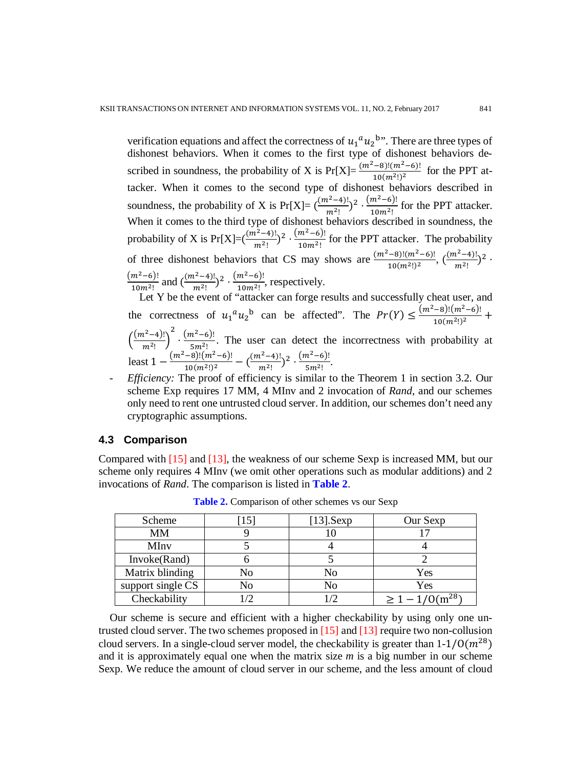verification equations and affect the correctness of $u_1{}^a u_2{}^b$". There are three types of dishonest behaviors. When it comes to the first type of dishonest behaviors described in soundness, the probability of X is Pr[X]= $\frac{(m^2-8)!(m^2-6)!}{10(m^2!)^2}$ for the PPT attacker. When it comes to the second type of dishonest behaviors described in soundness, the probability of X is Pr[X]= $(\frac{(m^2-4)!}{m^2!})^2 \cdot \frac{(m^2-6)!}{10m^2!}$ for the PPT attacker. When it comes to the third type of dishonest behaviors described in soundness, the probability of X is Pr[X]=$(\frac{(m^2-4)!}{m^2!})^2 \cdot \frac{(m^2-6)!}{10m^2!}$ for the PPT attacker. The probability of three dishonest behaviors that CS may shows are $\frac{(m^2-8)!(m^2-6)!}{10(m^2!)^2}$, $(\frac{(m^2-4)!}{m^2!})^2 \cdot \frac{(m^2-6)!}{10m^2!}$ and $(\frac{(m^2-4)!}{m^2!})^2 \cdot \frac{(m^2-6)!}{10m^2!}$, respectively.

Let Y be the event of "attacker can forge results and successfully cheat user, and the correctness of $u_1{}^a u_2{}^b$ can be affected". The $Pr(Y) \le \frac{(m^2-8)!(m^2-6)!}{10(m^2!)^2} + \left(\frac{(m^2-4)!}{m^2!}\right)^2 \cdot \frac{(m^2-6)!}{5m^2!}$. The user can detect the incorrectness with probability at least $1 - \frac{(m^2-8)!(m^2-6)!}{10(m^2!)^2} - (\frac{(m^2-4)!}{m^2!})^2 \cdot \frac{(m^2-6)!}{5m^2!}$.

- *Efficiency:* The proof of efficiency is similar to the Theorem 1 in section 3.2. Our scheme Exp requires 17 MM, 4 MInv and 2 invocation of *Rand*, and our schemes only need to rent one untrusted cloud server. In addition, our schemes don't need any cryptographic assumptions.

## 4.3 Comparison

Compared with [15] and [13], the weakness of our scheme Sexp is increased MM, but our scheme only requires 4 MInv (we omit other operations such as modular additions) and 2 invocations of *Rand*. The comparison is listed in **Table 2**.

**Table 2.** Comparison of other schemes vs our Sexp

| Scheme | [15] | [13].Sexp | Our Sexp |
|---|---|---|---|
| MM | 9 | 10 | 17 |
| MInv | 5 | 4 | 4 |
| Invoke(Rand) | 6 | 5 | 2 |
| Matrix blinding | No | No | Yes |
| support single CS | No | No | Yes |
| Checkability | 1/2 | 1/2 | $\ge 1 - 1/O(m^{28})$ |

Our scheme is secure and efficient with a higher checkability by using only one untrusted cloud server. The two schemes proposed in [15] and [13] require two non-collusion cloud servers. In a single-cloud server model, the checkability is greater than 1-$1/O(m^{28})$ and it is approximately equal one when the matrix size *m* is a big number in our scheme Sexp. We reduce the amount of cloud server in our scheme, and the less amount of cloud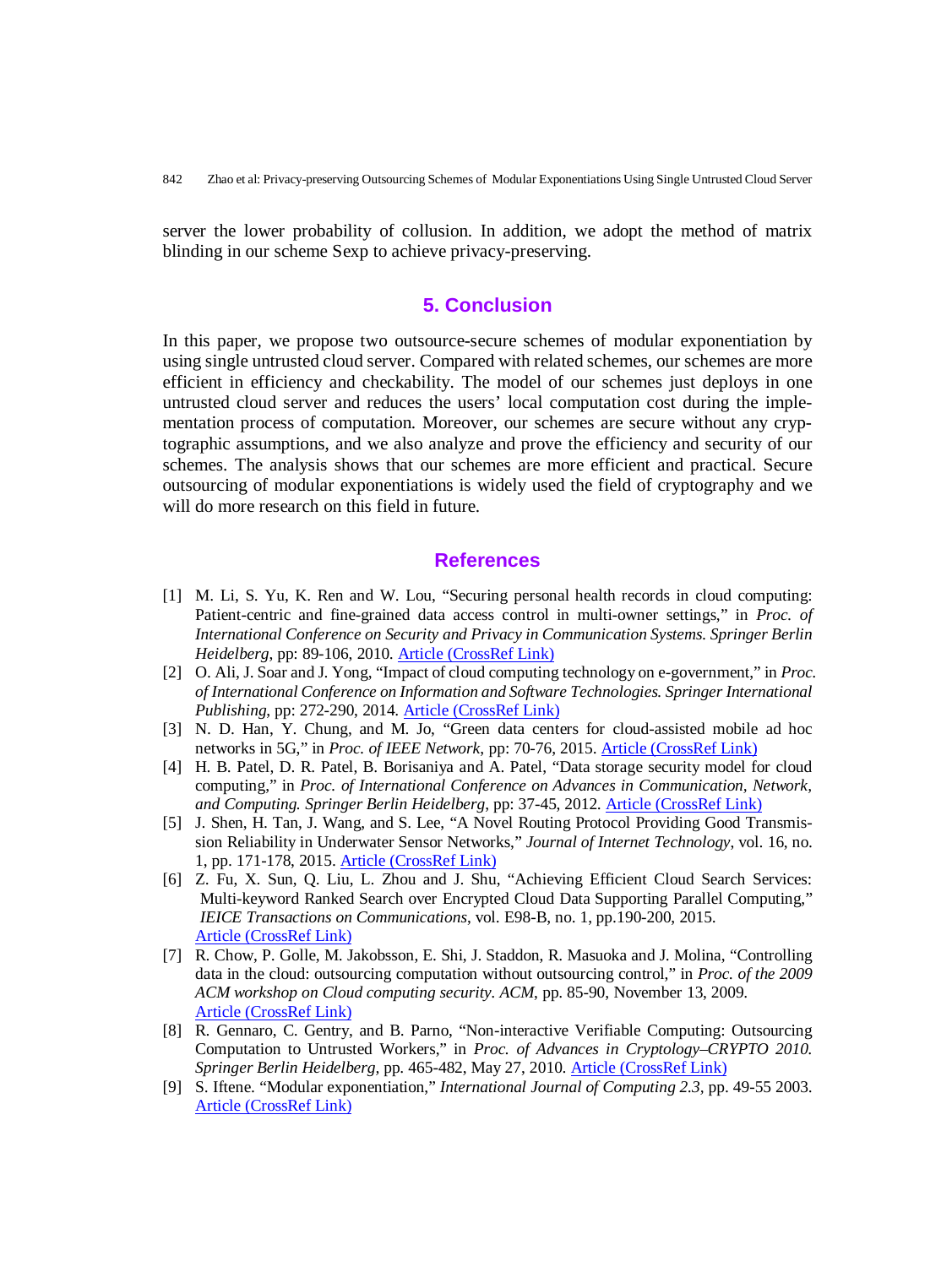server the lower probability of collusion. In addition, we adopt the method of matrix blinding in our scheme Sexp to achieve privacy-preserving.

## 5. Conclusion

In this paper, we propose two outsource-secure schemes of modular exponentiation by using single untrusted cloud server. Compared with related schemes, our schemes are more efficient in efficiency and checkability. The model of our schemes just deploys in one untrusted cloud server and reduces the users' local computation cost during the implementation process of computation. Moreover, our schemes are secure without any cryptographic assumptions, and we also analyze and prove the efficiency and security of our schemes. The analysis shows that our schemes are more efficient and practical. Secure outsourcing of modular exponentiations is widely used the field of cryptography and we will do more research on this field in future.

## References

[1] M. Li, S. Yu, K. Ren and W. Lou, "Securing personal health records in cloud computing: Patient-centric and fine-grained data access control in multi-owner settings," in *Proc. of International Conference on Security and Privacy in Communication Systems. Springer Berlin Heidelberg*, pp: 89-106, 2010. Article (CrossRef Link)

[2] O. Ali, J. Soar and J. Yong, "Impact of cloud computing technology on e-government," in *Proc. of International Conference on Information and Software Technologies. Springer International Publishing*, pp: 272-290, 2014. Article (CrossRef Link)

[3] N. D. Han, Y. Chung, and M. Jo, "Green data centers for cloud-assisted mobile ad hoc networks in 5G," in *Proc. of IEEE Network*, pp: 70-76, 2015. Article (CrossRef Link)

[4] H. B. Patel, D. R. Patel, B. Borisaniya and A. Patel, "Data storage security model for cloud computing," in *Proc. of International Conference on Advances in Communication, Network, and Computing. Springer Berlin Heidelberg*, pp: 37-45, 2012. Article (CrossRef Link)

[5] J. Shen, H. Tan, J. Wang, and S. Lee, "A Novel Routing Protocol Providing Good Transmission Reliability in Underwater Sensor Networks," *Journal of Internet Technology*, vol. 16, no. 1, pp. 171-178, 2015. Article (CrossRef Link)

[6] Z. Fu, X. Sun, Q. Liu, L. Zhou and J. Shu, "Achieving Efficient Cloud Search Services: Multi-keyword Ranked Search over Encrypted Cloud Data Supporting Parallel Computing," *IEICE Transactions on Communications*, vol. E98-B, no. 1, pp.190-200, 2015. Article (CrossRef Link)

[7] R. Chow, P. Golle, M. Jakobsson, E. Shi, J. Staddon, R. Masuoka and J. Molina, "Controlling data in the cloud: outsourcing computation without outsourcing control," in *Proc. of the 2009 ACM workshop on Cloud computing security. ACM*, pp. 85-90, November 13, 2009. Article (CrossRef Link)

[8] R. Gennaro, C. Gentry, and B. Parno, "Non-interactive Verifiable Computing: Outsourcing Computation to Untrusted Workers," in *Proc. of Advances in Cryptology–CRYPTO 2010. Springer Berlin Heidelberg*, pp. 465-482, May 27, 2010. Article (CrossRef Link)

[9] S. Iftene. "Modular exponentiation," *International Journal of Computing 2.3*, pp. 49-55 2003. Article (CrossRef Link)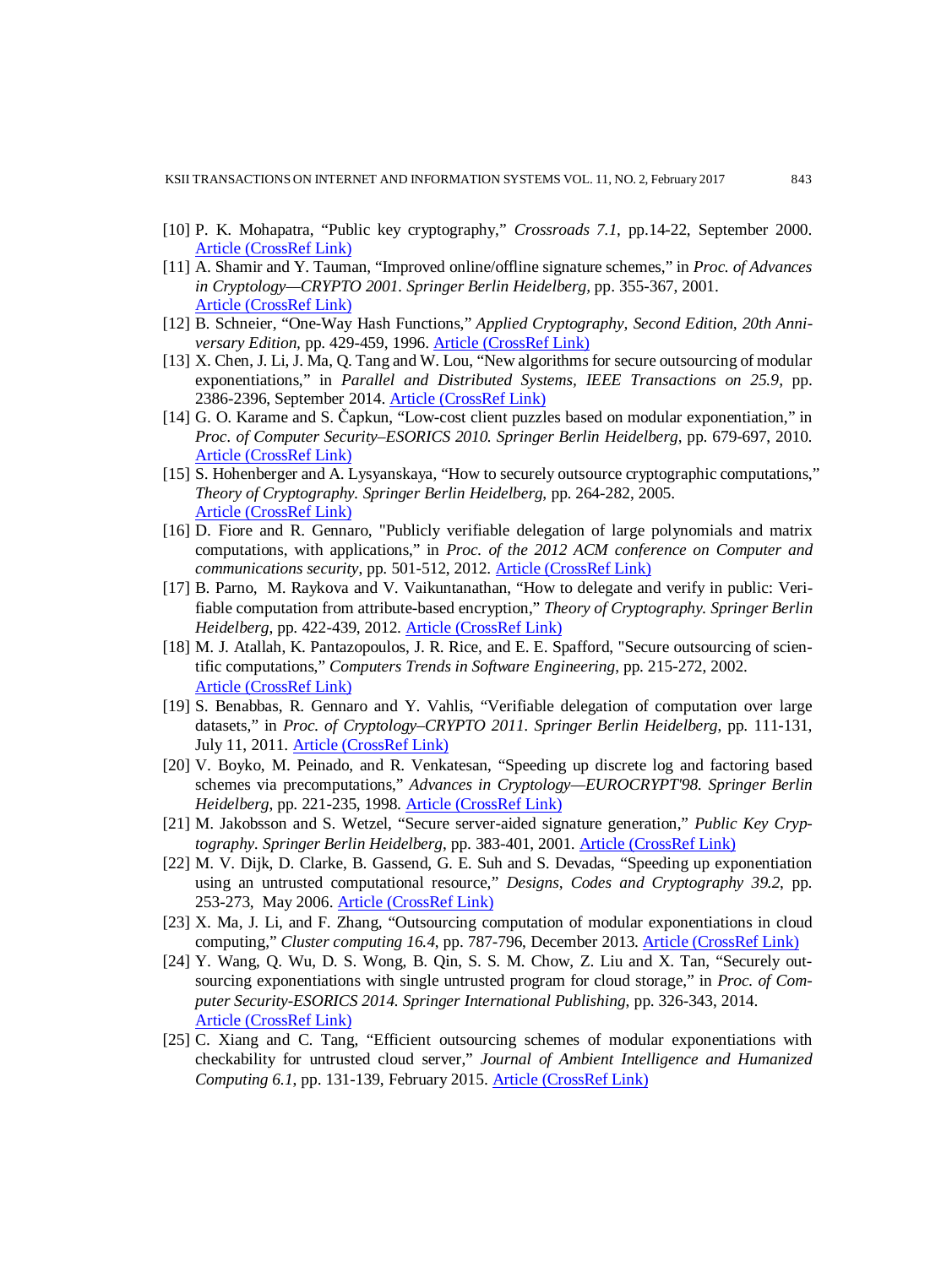[10] P. K. Mohapatra, "Public key cryptography," *Crossroads 7.1*, pp.14-22, September 2000. Article (CrossRef Link)

[11] A. Shamir and Y. Tauman, "Improved online/offline signature schemes," in *Proc. of Advances in Cryptology—CRYPTO 2001. Springer Berlin Heidelberg*, pp. 355-367, 2001. Article (CrossRef Link)

[12] B. Schneier, "One-Way Hash Functions," *Applied Cryptography, Second Edition, 20th Anniversary Edition*, pp. 429-459, 1996. Article (CrossRef Link)

[13] X. Chen, J. Li, J. Ma, Q. Tang and W. Lou, "New algorithms for secure outsourcing of modular exponentiations," in *Parallel and Distributed Systems, IEEE Transactions on 25.9*, pp. 2386-2396, September 2014. Article (CrossRef Link)

[14] G. O. Karame and S. Čapkun, "Low-cost client puzzles based on modular exponentiation," in *Proc. of Computer Security–ESORICS 2010. Springer Berlin Heidelberg*, pp. 679-697, 2010. Article (CrossRef Link)

[15] S. Hohenberger and A. Lysyanskaya, "How to securely outsource cryptographic computations," *Theory of Cryptography. Springer Berlin Heidelberg*, pp. 264-282, 2005. Article (CrossRef Link)

[16] D. Fiore and R. Gennaro, "Publicly verifiable delegation of large polynomials and matrix computations, with applications," in *Proc. of the 2012 ACM conference on Computer and communications security*, pp. 501-512, 2012. Article (CrossRef Link)

[17] B. Parno, M. Raykova and V. Vaikuntanathan, "How to delegate and verify in public: Verifiable computation from attribute-based encryption," *Theory of Cryptography. Springer Berlin Heidelberg*, pp. 422-439, 2012. Article (CrossRef Link)

[18] M. J. Atallah, K. Pantazopoulos, J. R. Rice, and E. E. Spafford, "Secure outsourcing of scientific computations," *Computers Trends in Software Engineering*, pp. 215-272, 2002. Article (CrossRef Link)

[19] S. Benabbas, R. Gennaro and Y. Vahlis, "Verifiable delegation of computation over large datasets," in *Proc. of Cryptology–CRYPTO 2011. Springer Berlin Heidelberg*, pp. 111-131, July 11, 2011. Article (CrossRef Link)

[20] V. Boyko, M. Peinado, and R. Venkatesan, "Speeding up discrete log and factoring based schemes via precomputations," *Advances in Cryptology—EUROCRYPT'98. Springer Berlin Heidelberg*, pp. 221-235, 1998. Article (CrossRef Link)

[21] M. Jakobsson and S. Wetzel, "Secure server-aided signature generation," *Public Key Cryptography. Springer Berlin Heidelberg*, pp. 383-401, 2001. Article (CrossRef Link)

[22] M. V. Dijk, D. Clarke, B. Gassend, G. E. Suh and S. Devadas, "Speeding up exponentiation using an untrusted computational resource," *Designs, Codes and Cryptography 39.2*, pp. 253-273, May 2006. Article (CrossRef Link)

[23] X. Ma, J. Li, and F. Zhang, "Outsourcing computation of modular exponentiations in cloud computing," *Cluster computing 16.4*, pp. 787-796, December 2013. Article (CrossRef Link)

[24] Y. Wang, Q. Wu, D. S. Wong, B. Qin, S. S. M. Chow, Z. Liu and X. Tan, "Securely outsourcing exponentiations with single untrusted program for cloud storage," in *Proc. of Computer Security-ESORICS 2014. Springer International Publishing*, pp. 326-343, 2014. Article (CrossRef Link)

[25] C. Xiang and C. Tang, "Efficient outsourcing schemes of modular exponentiations with checkability for untrusted cloud server," *Journal of Ambient Intelligence and Humanized Computing 6.1*, pp. 131-139, February 2015. Article (CrossRef Link)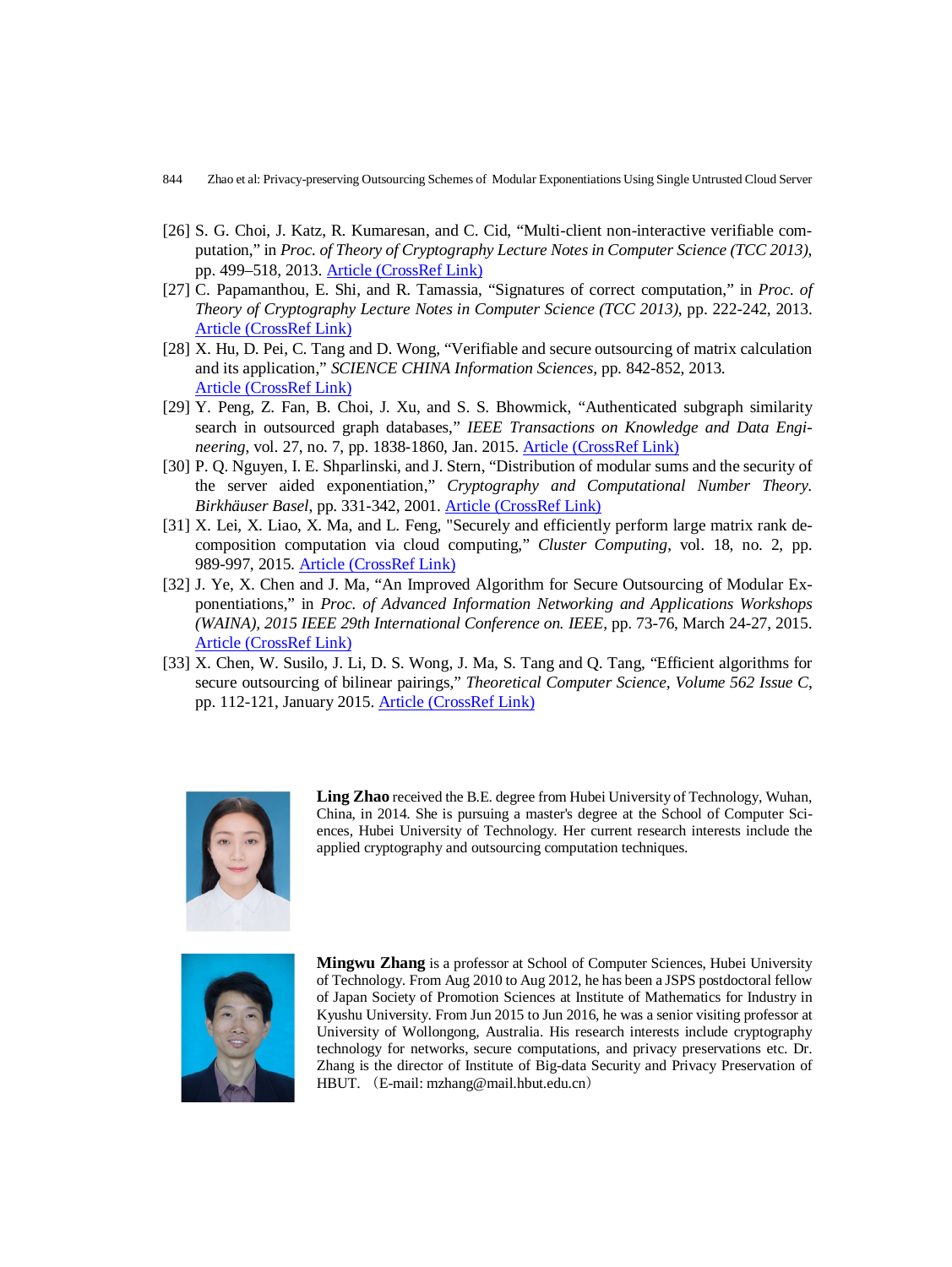[26] S. G. Choi, J. Katz, R. Kumaresan, and C. Cid, "Multi-client non-interactive verifiable computation," in *Proc. of Theory of Cryptography Lecture Notes in Computer Science (TCC 2013)*, pp. 499–518, 2013. Article (CrossRef Link)

[27] C. Papamanthou, E. Shi, and R. Tamassia, "Signatures of correct computation," in *Proc. of Theory of Cryptography Lecture Notes in Computer Science (TCC 2013)*, pp. 222-242, 2013. Article (CrossRef Link)

[28] X. Hu, D. Pei, C. Tang and D. Wong, "Verifiable and secure outsourcing of matrix calculation and its application," *SCIENCE CHINA Information Sciences*, pp. 842-852, 2013. Article (CrossRef Link)

[29] Y. Peng, Z. Fan, B. Choi, J. Xu, and S. S. Bhowmick, "Authenticated subgraph similarity search in outsourced graph databases," *IEEE Transactions on Knowledge and Data Engineering*, vol. 27, no. 7, pp. 1838-1860, Jan. 2015. Article (CrossRef Link)

[30] P. Q. Nguyen, I. E. Shparlinski, and J. Stern, "Distribution of modular sums and the security of the server aided exponentiation," *Cryptography and Computational Number Theory. Birkhäuser Basel*, pp. 331-342, 2001. Article (CrossRef Link)

[31] X. Lei, X. Liao, X. Ma, and L. Feng, "Securely and efficiently perform large matrix decomposition computation via cloud computing," *Cluster Computing*, vol. 18, no. 2, pp. 989-997, 2015. Article (CrossRef Link)

[32] J. Ye, X. Chen and J. Ma, "An Improved Algorithm for Secure Outsourcing of Modular Exponentiations," in *Proc. of Advanced Information Networking and Applications Workshops (WAINA), 2015 IEEE 29th International Conference on. IEEE*, pp. 73-76, March 24-27, 2015. Article (CrossRef Link)

[33] X. Chen, W. Susilo, J. Li, D. S. Wong, J. Ma, S. Tang and Q. Tang, "Efficient algorithms for secure outsourcing of bilinear pairings," *Theoretical Computer Science, Volume 562 Issue C*, pp. 112-121, January 2015. Article (CrossRef Link)

**Ling Zhao** received the B.E. degree from Hubei University of Technology, Wuhan, China, in 2014. She is pursuing a master's degree at the School of Computer Sciences, Hubei University of Technology. Her current research interests include the applied cryptography and outsourcing computation techniques.

**Mingwu Zhang** is a professor at School of Computer Sciences, Hubei University of Technology. From Aug 2010 to Aug 2012, he has been a JSPS postdoctoral fellow of Japan Society of Promotion Sciences at Institute of Mathematics for Industry in Kyushu University. From Jun 2015 to Jun 2016, he was a senior visiting professor at University of Wollongong, Australia. His research interests include cryptography technology for networks, secure computations, and privacy preservations etc. Dr. Zhang is the director of Institute of Big-data Security and Privacy Preservation of HBUT. （E-mail: mzhang@mail.hbut.edu.cn）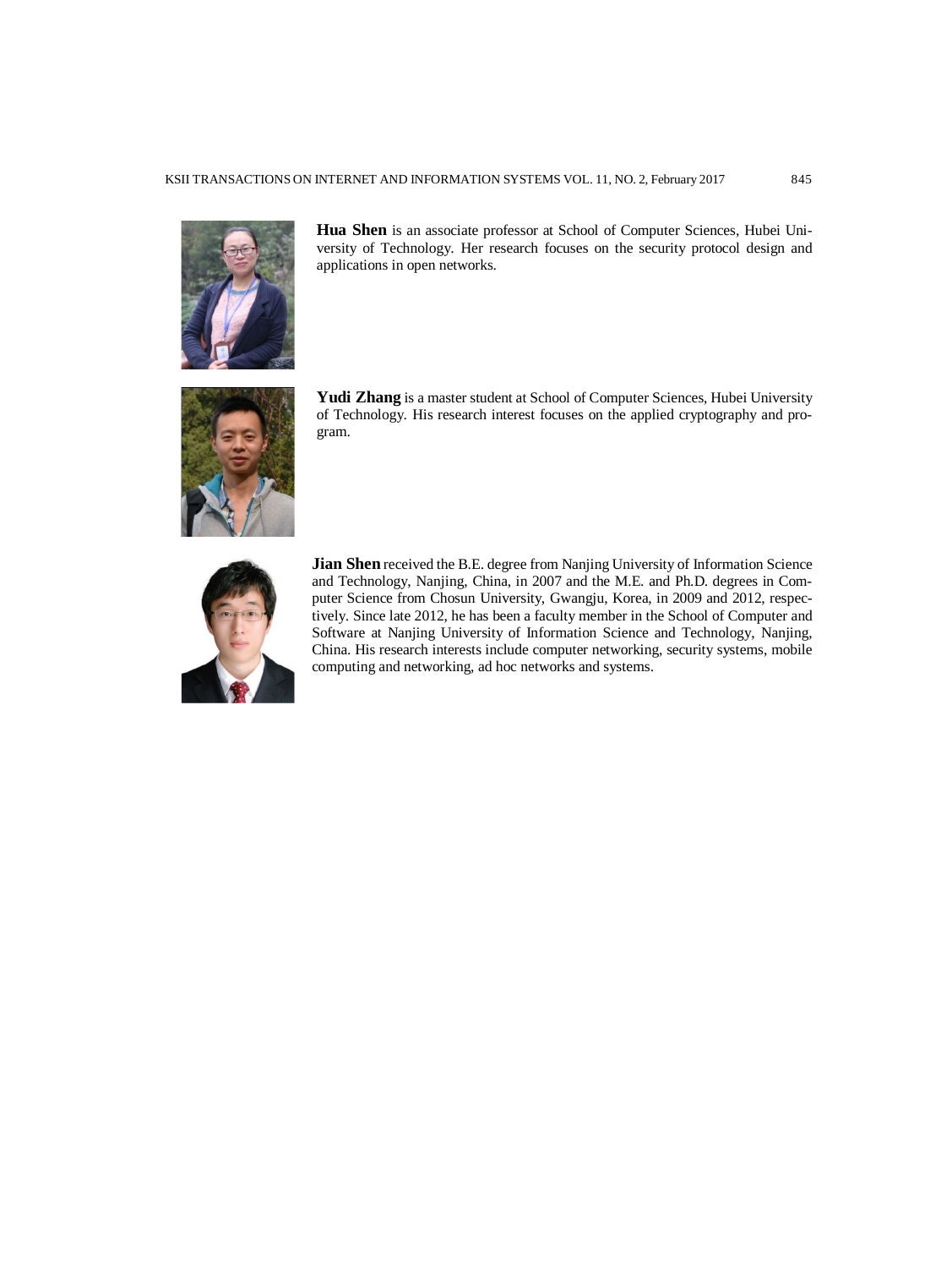**Hua Shen** is an associate professor at School of Computer Sciences, Hubei University of Technology. Her research focuses on the security protocol design and applications in open networks.

**Yudi Zhang** is a master student at School of Computer Sciences, Hubei University of Technology. His research interest focuses on the applied cryptography and program.

**Jian Shen** received the B.E. degree from Nanjing University of Information Science and Technology, Nanjing, China, in 2007 and the M.E. and Ph.D. degrees in Computer Science from Chosun University, Gwangju, Korea, in 2009 and 2012, respectively. Since late 2012, he has been a faculty member in the School of Computer and Software at Nanjing University of Information Science and Technology, Nanjing, China. His research interests include computer networking, security systems, mobile computing and networking, ad hoc networks and systems.